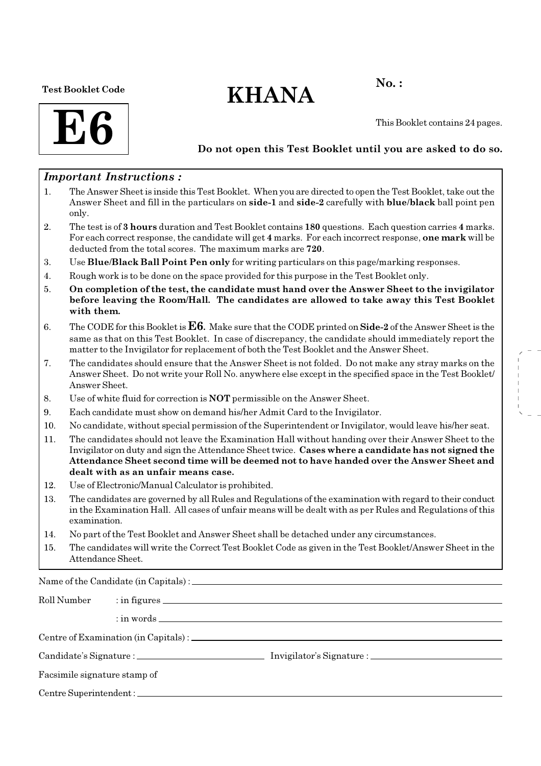Test Booklet Code

**E6**

# KHANA

**No. :**

This Booklet contains 24 pages.

**Do not open this Test Booklet until you are asked to do so.**

***Important Instructions :***

1. The Answer Sheet is inside this Test Booklet. When you are directed to open the Test Booklet, take out the Answer Sheet and fill in the particulars on **side-1** and **side-2** carefully with **blue/black** ball point pen only.
2. The test is of **3 hours** duration and Test Booklet contains **180** questions. Each question carries **4** marks. For each correct response, the candidate will get **4** marks. For each incorrect response, **one mark** will be deducted from the total scores. The maximum marks are **720**.
3. Use **Blue/Black Ball Point Pen only** for writing particulars on this page/marking responses.
4. Rough work is to be done on the space provided for this purpose in the Test Booklet only.
5. **On completion of the test, the candidate must hand over the Answer Sheet to the invigilator before leaving the Room/Hall. The candidates are allowed to take away this Test Booklet with them.**
6. The CODE for this Booklet is **E6**. Make sure that the CODE printed on **Side-2** of the Answer Sheet is the same as that on this Test Booklet. In case of discrepancy, the candidate should immediately report the matter to the Invigilator for replacement of both the Test Booklet and the Answer Sheet.
7. The candidates should ensure that the Answer Sheet is not folded. Do not make any stray marks on the Answer Sheet. Do not write your Roll No. anywhere else except in the specified space in the Test Booklet/ Answer Sheet.
8. Use of white fluid for correction is **NOT** permissible on the Answer Sheet.
9. Each candidate must show on demand his/her Admit Card to the Invigilator.
10. No candidate, without special permission of the Superintendent or Invigilator, would leave his/her seat.
11. The candidates should not leave the Examination Hall without handing over their Answer Sheet to the Invigilator on duty and sign the Attendance Sheet twice. **Cases where a candidate has not signed the Attendance Sheet second time will be deemed not to have handed over the Answer Sheet and dealt with as an unfair means case.**
12. Use of Electronic/Manual Calculator is prohibited.
13. The candidates are governed by all Rules and Regulations of the examination with regard to their conduct in the Examination Hall. All cases of unfair means will be dealt with as per Rules and Regulations of this examination.
14. No part of the Test Booklet and Answer Sheet shall be detached under any circumstances.
15. The candidates will write the Correct Test Booklet Code as given in the Test Booklet/Answer Sheet in the Attendance Sheet.

Name of the Candidate (in Capitals) : ____________________

Roll Number : in figures ____________________

: in words ____________________

Centre of Examination (in Capitals) : ____________________

Candidate's Signature : ____________________ Invigilator's Signature : ____________________

Facsimile signature stamp of

Centre Superintendent : ____________________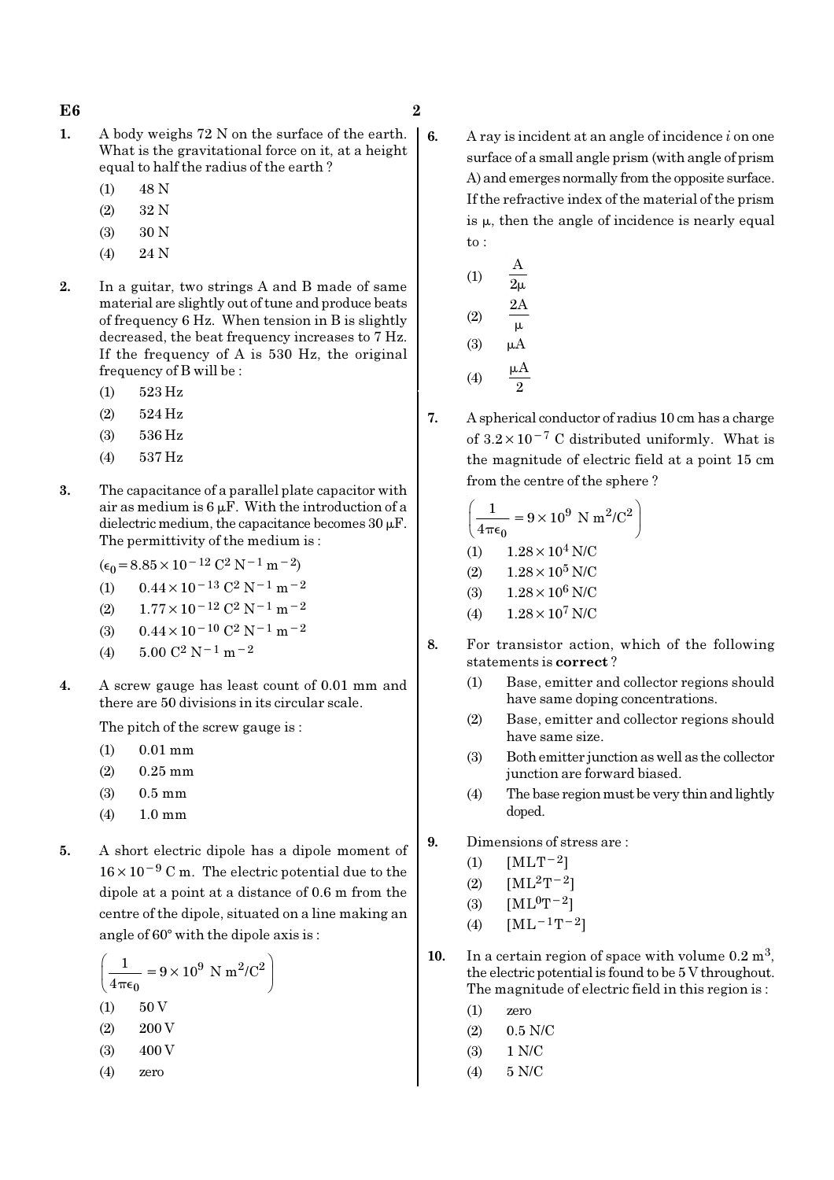1. A body weighs 72 N on the surface of the earth. What is the gravitational force on it, at a height equal to half the radius of the earth ?
   (1) 48 N
   (2) 32 N
   (3) 30 N
   (4) 24 N

2. In a guitar, two strings A and B made of same material are slightly out of tune and produce beats of frequency 6 Hz. When tension in B is slightly decreased, the beat frequency increases to 7 Hz. If the frequency of A is 530 Hz, the original frequency of B will be :
   (1) 523 Hz
   (2) 524 Hz
   (3) 536 Hz
   (4) 537 Hz

3. The capacitance of a parallel plate capacitor with air as medium is 6 $\mu$F. With the introduction of a dielectric medium, the capacitance becomes 30 $\mu$F. The permittivity of the medium is :

   ($\epsilon_0 = 8.85 \times 10^{-12}\ C^2\ N^{-1}\ m^{-2}$)
   (1) $0.44 \times 10^{-13}\ C^2\ N^{-1}\ m^{-2}$
   (2) $1.77 \times 10^{-12}\ C^2\ N^{-1}\ m^{-2}$
   (3) $0.44 \times 10^{-10}\ C^2\ N^{-1}\ m^{-2}$
   (4) $5.00\ C^2\ N^{-1}\ m^{-2}$

4. A screw gauge has least count of 0.01 mm and there are 50 divisions in its circular scale.

   The pitch of the screw gauge is :
   (1) 0.01 mm
   (2) 0.25 mm
   (3) 0.5 mm
   (4) 1.0 mm

5. A short electric dipole has a dipole moment of $16 \times 10^{-9}$ C m. The electric potential due to the dipole at a point at a distance of 0.6 m from the centre of the dipole, situated on a line making an angle of 60° with the dipole axis is :

   $\left(\frac{1}{4\pi\epsilon_0} = 9 \times 10^9\ N\ m^2/C^2\right)$
   (1) 50 V
   (2) 200 V
   (3) 400 V
   (4) zero

6. A ray is incident at an angle of incidence $i$ on one surface of a small angle prism (with angle of prism A) and emerges normally from the opposite surface. If the refractive index of the material of the prism is $\mu$, then the angle of incidence is nearly equal to :
   (1) $\frac{A}{2\mu}$
   (2) $\frac{2A}{\mu}$
   (3) $\mu A$
   (4) $\frac{\mu A}{2}$

7. A spherical conductor of radius 10 cm has a charge of $3.2 \times 10^{-7}$ C distributed uniformly. What is the magnitude of electric field at a point 15 cm from the centre of the sphere ?

   $\left(\frac{1}{4\pi\epsilon_0} = 9 \times 10^9\ N\ m^2/C^2\right)$
   (1) $1.28 \times 10^4$ N/C
   (2) $1.28 \times 10^5$ N/C
   (3) $1.28 \times 10^6$ N/C
   (4) $1.28 \times 10^7$ N/C

8. For transistor action, which of the following statements is **correct** ?
   (1) Base, emitter and collector regions should have same doping concentrations.
   (2) Base, emitter and collector regions should have same size.
   (3) Both emitter junction as well as the collector junction are forward biased.
   (4) The base region must be very thin and lightly doped.

9. Dimensions of stress are :
   (1) $[MLT^{-2}]$
   (2) $[ML^2T^{-2}]$
   (3) $[ML^0T^{-2}]$
   (4) $[ML^{-1}T^{-2}]$

10. In a certain region of space with volume 0.2 $m^3$, the electric potential is found to be 5 V throughout. The magnitude of electric field in this region is :
    (1) zero
    (2) 0.5 N/C
    (3) 1 N/C
    (4) 5 N/C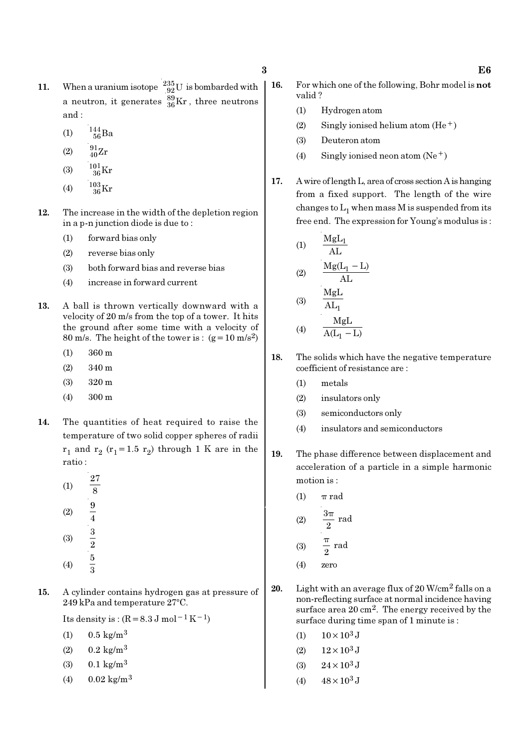11. When a uranium isotope $^{235}_{92}U$ is bombarded with a neutron, it generates $^{89}_{36}Kr$, three neutrons and :

    (1) $^{144}_{56}Ba$

    (2) $^{91}_{40}Zr$

    (3) $^{101}_{36}Kr$

    (4) $^{103}_{36}Kr$

12. The increase in the width of the depletion region in a p-n junction diode is due to :

    (1) forward bias only

    (2) reverse bias only

    (3) both forward bias and reverse bias

    (4) increase in forward current

13. A ball is thrown vertically downward with a velocity of 20 m/s from the top of a tower. It hits the ground after some time with a velocity of 80 m/s. The height of the tower is : ($g = 10\ m/s^2$)

    (1) 360 m

    (2) 340 m

    (3) 320 m

    (4) 300 m

14. The quantities of heat required to raise the temperature of two solid copper spheres of radii $r_1$ and $r_2$ ($r_1 = 1.5\ r_2$) through 1 K are in the ratio :

    (1) $\frac{27}{8}$

    (2) $\frac{9}{4}$

    (3) $\frac{3}{2}$

    (4) $\frac{5}{3}$

15. A cylinder contains hydrogen gas at pressure of 249 kPa and temperature 27°C.

    Its density is : ($R = 8.3\ J\ mol^{-1}\ K^{-1}$)

    (1) $0.5\ kg/m^3$

    (2) $0.2\ kg/m^3$

    (3) $0.1\ kg/m^3$

    (4) $0.02\ kg/m^3$

16. For which one of the following, Bohr model is **not** valid ?

    (1) Hydrogen atom

    (2) Singly ionised helium atom ($He^+$)

    (3) Deuteron atom

    (4) Singly ionised neon atom ($Ne^+$)

17. A wire of length L, area of cross section A is hanging from a fixed support. The length of the wire changes to $L_1$ when mass M is suspended from its free end. The expression for Young's modulus is :

    (1) $\frac{MgL_1}{AL}$

    (2) $\frac{Mg(L_1 - L)}{AL}$

    (3) $\frac{MgL}{AL_1}$

    (4) $\frac{MgL}{A(L_1 - L)}$

18. The solids which have the negative temperature coefficient of resistance are :

    (1) metals

    (2) insulators only

    (3) semiconductors only

    (4) insulators and semiconductors

19. The phase difference between displacement and acceleration of a particle in a simple harmonic motion is :

    (1) $\pi$ rad

    (2) $\frac{3\pi}{2}$ rad

    (3) $\frac{\pi}{2}$ rad

    (4) zero

20. Light with an average flux of $20\ W/cm^2$ falls on a non-reflecting surface at normal incidence having surface area $20\ cm^2$. The energy received by the surface during time span of 1 minute is :

    (1) $10 \times 10^3\ J$

    (2) $12 \times 10^3\ J$

    (3) $24 \times 10^3\ J$

    (4) $48 \times 10^3\ J$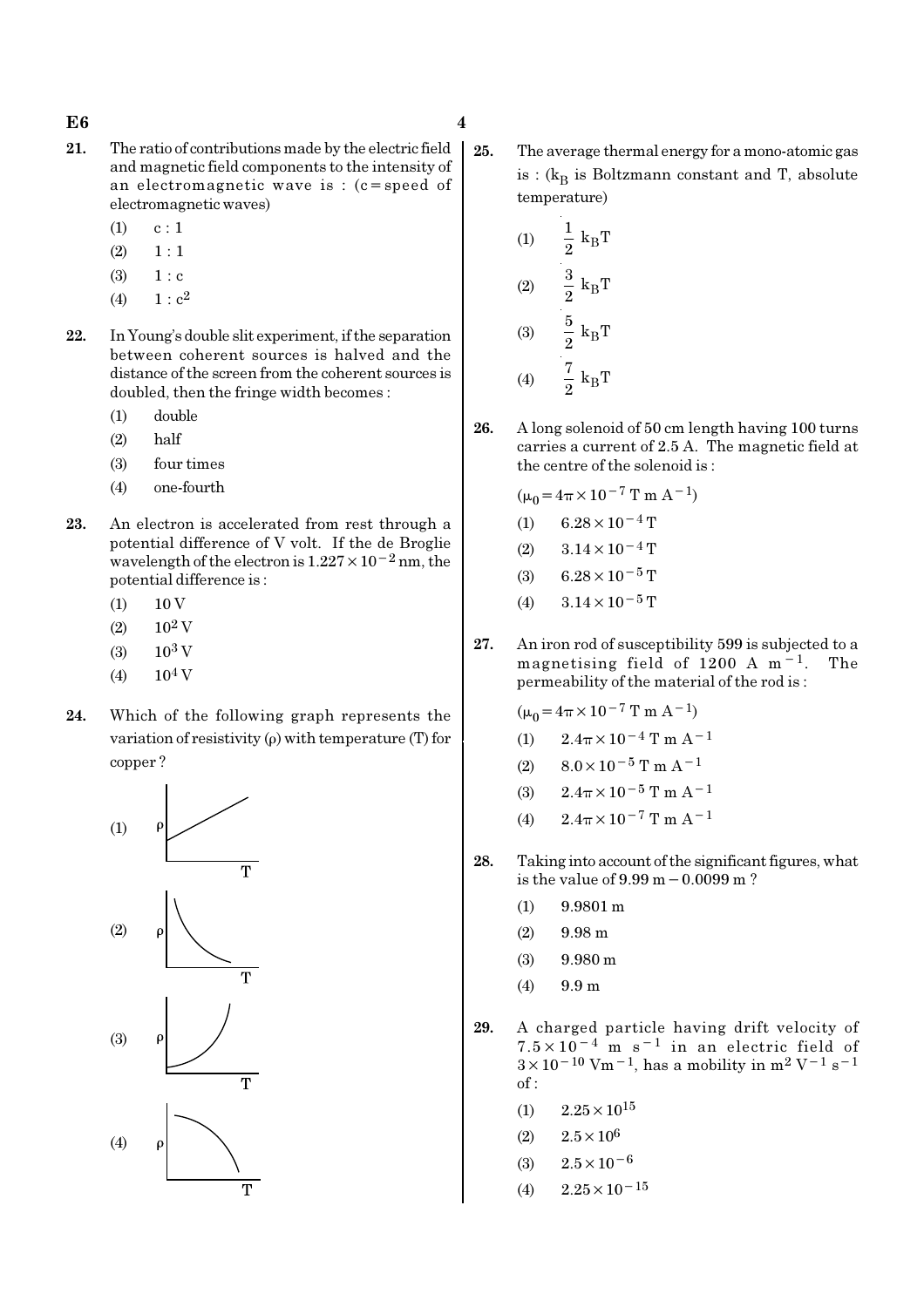**21.** The ratio of contributions made by the electric field and magnetic field components to the intensity of an electromagnetic wave is : (c = speed of electromagnetic waves)

(1) c : 1

(2) 1 : 1

(3) 1 : c

(4) 1 : $c^2$

**22.** In Young's double slit experiment, if the separation between coherent sources is halved and the distance of the screen from the coherent sources is doubled, then the fringe width becomes :

(1) double

(2) half

(3) four times

(4) one-fourth

**23.** An electron is accelerated from rest through a potential difference of V volt. If the de Broglie wavelength of the electron is $1.227 \times 10^{-2}$ nm, the potential difference is :

(1) 10 V

(2) $10^2$ V

(3) $10^3$ V

(4) $10^4$ V

**24.** Which of the following graph represents the variation of resistivity (ρ) with temperature (T) for copper ?

(1) [Graph: ρ vs T, straight line increasing from a non-zero intercept]

(2) [Graph: ρ vs T, curve decreasing]

(3) [Graph: ρ vs T, curve increasing upward]

(4) [Graph: ρ vs T, curve decreasing downward]

**25.** The average thermal energy for a mono-atomic gas is : ($k_B$ is Boltzmann constant and T, absolute temperature)

(1) $\frac{1}{2} k_B T$

(2) $\frac{3}{2} k_B T$

(3) $\frac{5}{2} k_B T$

(4) $\frac{7}{2} k_B T$

**26.** A long solenoid of 50 cm length having 100 turns carries a current of 2.5 A. The magnetic field at the centre of the solenoid is :

($\mu_0 = 4\pi \times 10^{-7}$ T m $A^{-1}$)

(1) $6.28 \times 10^{-4}$ T

(2) $3.14 \times 10^{-4}$ T

(3) $6.28 \times 10^{-5}$ T

(4) $3.14 \times 10^{-5}$ T

**27.** An iron rod of susceptibility 599 is subjected to a magnetising field of 1200 A $m^{-1}$. The permeability of the material of the rod is :

($\mu_0 = 4\pi \times 10^{-7}$ T m $A^{-1}$)

(1) $2.4\pi \times 10^{-4}$ T m $A^{-1}$

(2) $8.0 \times 10^{-5}$ T m $A^{-1}$

(3) $2.4\pi \times 10^{-5}$ T m $A^{-1}$

(4) $2.4\pi \times 10^{-7}$ T m $A^{-1}$

**28.** Taking into account of the significant figures, what is the value of 9.99 m − 0.0099 m ?

(1) 9.9801 m

(2) 9.98 m

(3) 9.980 m

(4) 9.9 m

**29.** A charged particle having drift velocity of $7.5 \times 10^{-4}$ m $s^{-1}$ in an electric field of $3 \times 10^{-10}$ V$m^{-1}$, has a mobility in $m^2 V^{-1} s^{-1}$ of :

(1) $2.25 \times 10^{15}$

(2) $2.5 \times 10^{6}$

(3) $2.5 \times 10^{-6}$

(4) $2.25 \times 10^{-15}$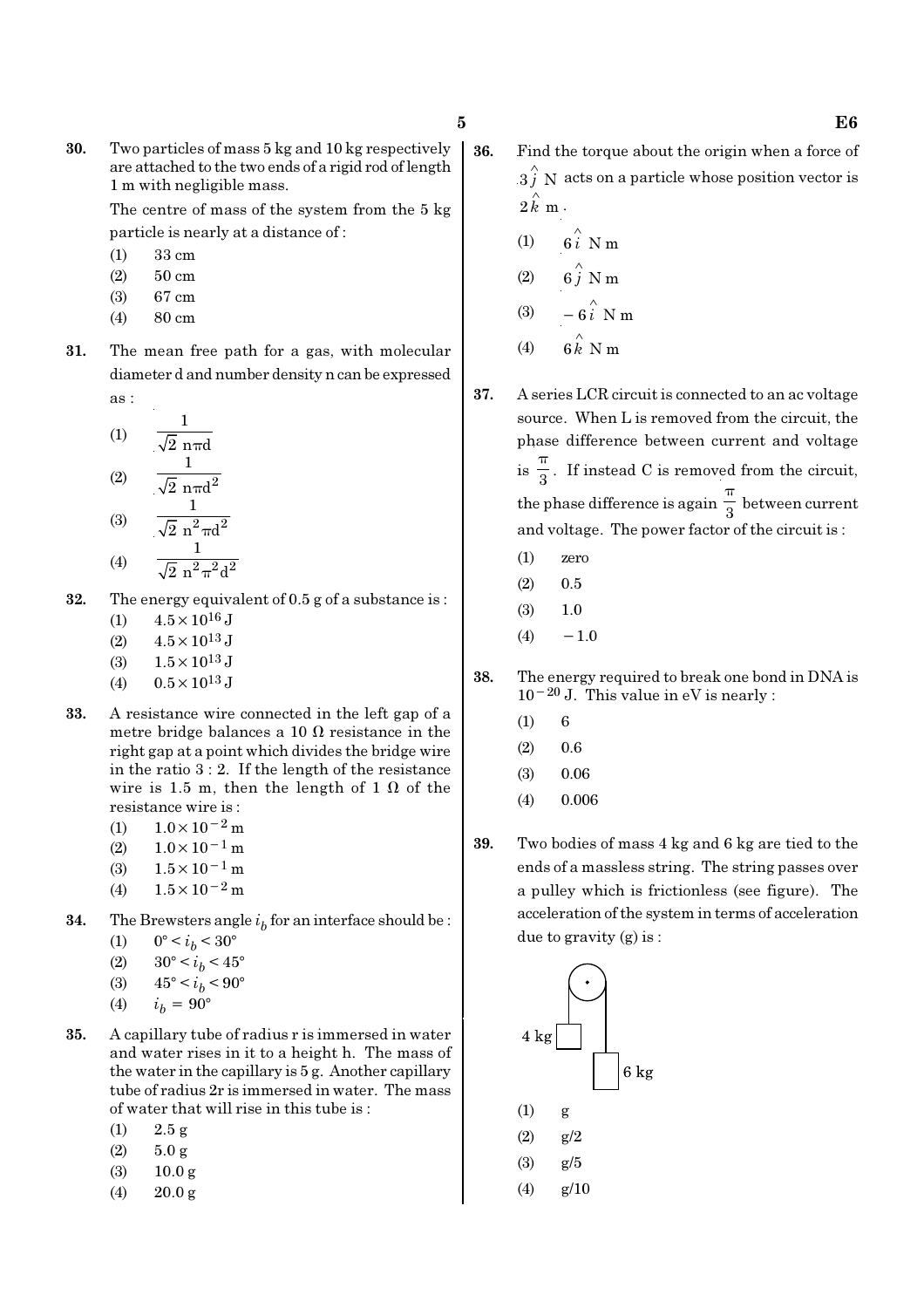**30.** Two particles of mass 5 kg and 10 kg respectively are attached to the two ends of a rigid rod of length 1 m with negligible mass.

The centre of mass of the system from the 5 kg particle is nearly at a distance of :

(1) 33 cm
(2) 50 cm
(3) 67 cm
(4) 80 cm

**31.** The mean free path for a gas, with molecular diameter d and number density n can be expressed as :

(1) $\frac{1}{\sqrt{2}\, n\pi d}$
(2) $\frac{1}{\sqrt{2}\, n\pi d^2}$
(3) $\frac{1}{\sqrt{2}\, n^2\pi d^2}$
(4) $\frac{1}{\sqrt{2}\, n^2\pi^2 d^2}$

**32.** The energy equivalent of 0.5 g of a substance is :

(1) $4.5\times10^{16}$ J
(2) $4.5\times10^{13}$ J
(3) $1.5\times10^{13}$ J
(4) $0.5\times10^{13}$ J

**33.** A resistance wire connected in the left gap of a metre bridge balances a 10 Ω resistance in the right gap at a point which divides the bridge wire in the ratio 3 : 2. If the length of the resistance wire is 1.5 m, then the length of 1 Ω of the resistance wire is :

(1) $1.0\times10^{-2}$ m
(2) $1.0\times10^{-1}$ m
(3) $1.5\times10^{-1}$ m
(4) $1.5\times10^{-2}$ m

**34.** The Brewsters angle $i_b$ for an interface should be :

(1) $0° < i_b < 30°$
(2) $30° < i_b < 45°$
(3) $45° < i_b < 90°$
(4) $i_b = 90°$

**35.** A capillary tube of radius r is immersed in water and water rises in it to a height h. The mass of the water in the capillary is 5 g. Another capillary tube of radius 2r is immersed in water. The mass of water that will rise in this tube is :

(1) 2.5 g
(2) 5.0 g
(3) 10.0 g
(4) 20.0 g

**36.** Find the torque about the origin when a force of $3\hat{j}$ N acts on a particle whose position vector is $2\hat{k}$ m.

(1) $6\hat{i}$ N m
(2) $6\hat{j}$ N m
(3) $-6\hat{i}$ N m
(4) $6\hat{k}$ N m

**37.** A series LCR circuit is connected to an ac voltage source. When L is removed from the circuit, the phase difference between current and voltage is $\frac{\pi}{3}$. If instead C is removed from the circuit, the phase difference is again $\frac{\pi}{3}$ between current and voltage. The power factor of the circuit is :

(1) zero
(2) 0.5
(3) 1.0
(4) $-1.0$

**38.** The energy required to break one bond in DNA is $10^{-20}$ J. This value in eV is nearly :

(1) 6
(2) 0.6
(3) 0.06
(4) 0.006

**39.** Two bodies of mass 4 kg and 6 kg are tied to the ends of a massless string. The string passes over a pulley which is frictionless (see figure). The acceleration of the system in terms of acceleration due to gravity (g) is :

(1) g
(2) g/2
(3) g/5
(4) g/10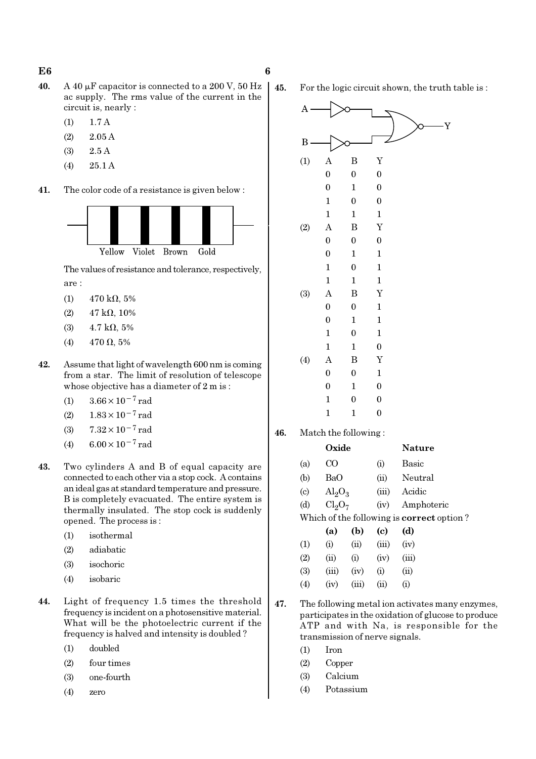40. A 40 μF capacitor is connected to a 200 V, 50 Hz ac supply. The rms value of the current in the circuit is, nearly :

(1) 1.7 A
(2) 2.05 A
(3) 2.5 A
(4) 25.1 A

41. The color code of a resistance is given below :

Yellow Violet Brown Gold

The values of resistance and tolerance, respectively, are :

(1) 470 kΩ, 5%
(2) 47 kΩ, 10%
(3) 4.7 kΩ, 5%
(4) 470 Ω, 5%

42. Assume that light of wavelength 600 nm is coming from a star. The limit of resolution of telescope whose objective has a diameter of 2 m is :

(1) $3.66 \times 10^{-7}$ rad
(2) $1.83 \times 10^{-7}$ rad
(3) $7.32 \times 10^{-7}$ rad
(4) $6.00 \times 10^{-7}$ rad

43. Two cylinders A and B of equal capacity are connected to each other via a stop cock. A contains an ideal gas at standard temperature and pressure. B is completely evacuated. The entire system is thermally insulated. The stop cock is suddenly opened. The process is :

(1) isothermal
(2) adiabatic
(3) isochoric
(4) isobaric

44. Light of frequency 1.5 times the threshold frequency is incident on a photosensitive material. What will be the photoelectric current if the frequency is halved and intensity is doubled ?

(1) doubled
(2) four times
(3) one-fourth
(4) zero

45. For the logic circuit shown, the truth table is :

(1)

| A | B | Y |
|---|---|---|
| 0 | 0 | 0 |
| 0 | 1 | 0 |
| 1 | 0 | 0 |
| 1 | 1 | 1 |

(2)

| A | B | Y |
|---|---|---|
| 0 | 0 | 0 |
| 0 | 1 | 1 |
| 1 | 0 | 1 |
| 1 | 1 | 1 |

(3)

| A | B | Y |
|---|---|---|
| 0 | 0 | 1 |
| 0 | 1 | 1 |
| 1 | 0 | 1 |
| 1 | 1 | 0 |

(4)

| A | B | Y |
|---|---|---|
| 0 | 0 | 1 |
| 0 | 1 | 0 |
| 1 | 0 | 0 |
| 1 | 1 | 0 |

46. Match the following :

| | Oxide | | Nature |
|---|---|---|---|
| (a) | $CO$ | (i) | Basic |
| (b) | $BaO$ | (ii) | Neutral |
| (c) | $Al_2O_3$ | (iii) | Acidic |
| (d) | $Cl_2O_7$ | (iv) | Amphoteric |

Which of the following is **correct** option ?

| | (a) | (b) | (c) | (d) |
|---|---|---|---|---|
| (1) | (i) | (ii) | (iii) | (iv) |
| (2) | (ii) | (i) | (iv) | (iii) |
| (3) | (iii) | (iv) | (i) | (ii) |
| (4) | (iv) | (iii) | (ii) | (i) |

47. The following metal ion activates many enzymes, participates in the oxidation of glucose to produce ATP and with Na, is responsible for the transmission of nerve signals.

(1) Iron
(2) Copper
(3) Calcium
(4) Potassium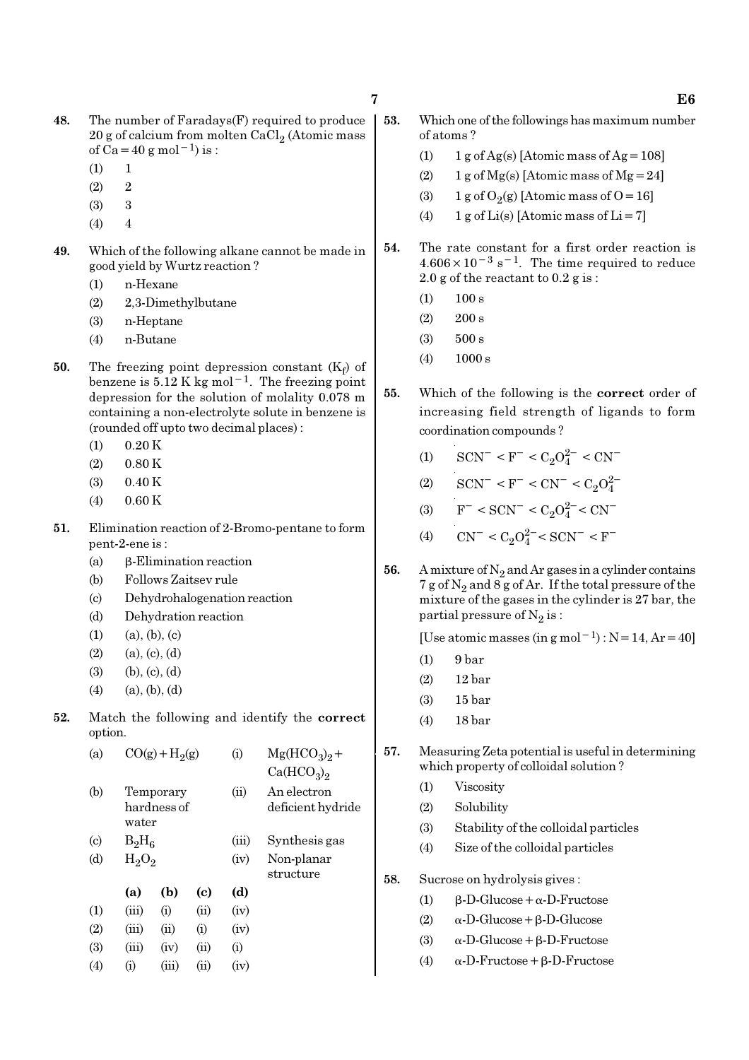48. The number of Faradays(F) required to produce 20 g of calcium from molten $CaCl_2$ (Atomic mass of Ca = 40 g $mol^{-1}$) is :

(1) 1

(2) 2

(3) 3

(4) 4

49. Which of the following alkane cannot be made in good yield by Wurtz reaction ?

(1) n-Hexane

(2) 2,3-Dimethylbutane

(3) n-Heptane

(4) n-Butane

50. The freezing point depression constant ($K_f$) of benzene is 5.12 K kg $mol^{-1}$. The freezing point depression for the solution of molality 0.078 m containing a non-electrolyte solute in benzene is (rounded off upto two decimal places) :

(1) 0.20 K

(2) 0.80 K

(3) 0.40 K

(4) 0.60 K

51. Elimination reaction of 2-Bromo-pentane to form pent-2-ene is :

(a) β-Elimination reaction

(b) Follows Zaitsev rule

(c) Dehydrohalogenation reaction

(d) Dehydration reaction

(1) (a), (b), (c)

(2) (a), (c), (d)

(3) (b), (c), (d)

(4) (a), (b), (d)

52. Match the following and identify the **correct** option.

| | | | |
|---|---|---|---|
| (a) | $CO(g) + H_2(g)$ | (i) | $Mg(HCO_3)_2 + Ca(HCO_3)_2$ |
| (b) | Temporary hardness of water | (ii) | An electron deficient hydride |
| (c) | $B_2H_6$ | (iii) | Synthesis gas |
| (d) | $H_2O_2$ | (iv) | Non-planar structure |

| | (a) | (b) | (c) | (d) |
|---|---|---|---|---|
| (1) | (iii) | (i) | (ii) | (iv) |
| (2) | (iii) | (ii) | (i) | (iv) |
| (3) | (iii) | (iv) | (ii) | (i) |
| (4) | (i) | (iii) | (ii) | (iv) |

53. Which one of the followings has maximum number of atoms ?

(1) 1 g of Ag(s) [Atomic mass of Ag = 108]

(2) 1 g of Mg(s) [Atomic mass of Mg = 24]

(3) 1 g of $O_2$(g) [Atomic mass of O = 16]

(4) 1 g of Li(s) [Atomic mass of Li = 7]

54. The rate constant for a first order reaction is $4.606 \times 10^{-3}$ $s^{-1}$. The time required to reduce 2.0 g of the reactant to 0.2 g is :

(1) 100 s

(2) 200 s

(3) 500 s

(4) 1000 s

55. Which of the following is the **correct** order of increasing field strength of ligands to form coordination compounds ?

(1) $SCN^- < F^- < C_2O_4^{2-} < CN^-$

(2) $SCN^- < F^- < CN^- < C_2O_4^{2-}$

(3) $F^- < SCN^- < C_2O_4^{2-} < CN^-$

(4) $CN^- < C_2O_4^{2-} < SCN^- < F^-$

56. A mixture of $N_2$ and Ar gases in a cylinder contains 7 g of $N_2$ and 8 g of Ar. If the total pressure of the mixture of the gases in the cylinder is 27 bar, the partial pressure of $N_2$ is :

[Use atomic masses (in g $mol^{-1}$) : N = 14, Ar = 40]

(1) 9 bar

(2) 12 bar

(3) 15 bar

(4) 18 bar

57. Measuring Zeta potential is useful in determining which property of colloidal solution ?

(1) Viscosity

(2) Solubility

(3) Stability of the colloidal particles

(4) Size of the colloidal particles

58. Sucrose on hydrolysis gives :

(1) β-D-Glucose + α-D-Fructose

(2) α-D-Glucose + β-D-Glucose

(3) α-D-Glucose + β-D-Fructose

(4) α-D-Fructose + β-D-Fructose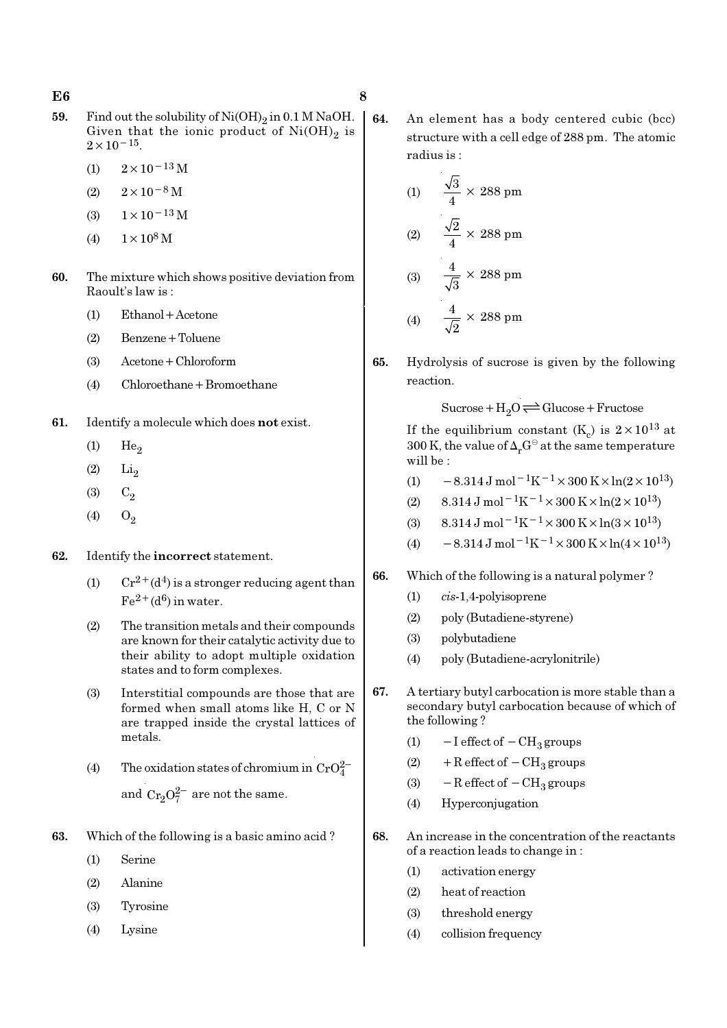59. Find out the solubility of $Ni(OH)_2$ in 0.1 M NaOH. Given that the ionic product of $Ni(OH)_2$ is $2 \times 10^{-15}$.

(1) $2 \times 10^{-13}$ M

(2) $2 \times 10^{-8}$ M

(3) $1 \times 10^{-13}$ M

(4) $1 \times 10^{8}$ M

60. The mixture which shows positive deviation from Raoult's law is :

(1) Ethanol + Acetone

(2) Benzene + Toluene

(3) Acetone + Chloroform

(4) Chloroethane + Bromoethane

61. Identify a molecule which does **not** exist.

(1) $He_2$

(2) $Li_2$

(3) $C_2$

(4) $O_2$

62. Identify the **incorrect** statement.

(1) $Cr^{2+}(d^4)$ is a stronger reducing agent than $Fe^{2+}(d^6)$ in water.

(2) The transition metals and their compounds are known for their catalytic activity due to their ability to adopt multiple oxidation states and to form complexes.

(3) Interstitial compounds are those that are formed when small atoms like H, C or N are trapped inside the crystal lattices of metals.

(4) The oxidation states of chromium in $CrO_4^{2-}$ and $Cr_2O_7^{2-}$ are not the same.

63. Which of the following is a basic amino acid ?

(1) Serine

(2) Alanine

(3) Tyrosine

(4) Lysine

64. An element has a body centered cubic (bcc) structure with a cell edge of 288 pm. The atomic radius is :

(1) $\frac{\sqrt{3}}{4} \times 288$ pm

(2) $\frac{\sqrt{2}}{4} \times 288$ pm

(3) $\frac{4}{\sqrt{3}} \times 288$ pm

(4) $\frac{4}{\sqrt{2}} \times 288$ pm

65. Hydrolysis of sucrose is given by the following reaction.

$$\text{Sucrose} + H_2O \rightleftharpoons \text{Glucose} + \text{Fructose}$$

If the equilibrium constant ($K_c$) is $2 \times 10^{13}$ at 300 K, the value of $\Delta_r G^{\ominus}$ at the same temperature will be :

(1) $-8.314\ \text{J mol}^{-1}\text{K}^{-1} \times 300\ \text{K} \times \ln(2 \times 10^{13})$

(2) $8.314\ \text{J mol}^{-1}\text{K}^{-1} \times 300\ \text{K} \times \ln(2 \times 10^{13})$

(3) $8.314\ \text{J mol}^{-1}\text{K}^{-1} \times 300\ \text{K} \times \ln(3 \times 10^{13})$

(4) $-8.314\ \text{J mol}^{-1}\text{K}^{-1} \times 300\ \text{K} \times \ln(4 \times 10^{13})$

66. Which of the following is a natural polymer ?

(1) *cis*-1,4-polyisoprene

(2) poly (Butadiene-styrene)

(3) polybutadiene

(4) poly (Butadiene-acrylonitrile)

67. A tertiary butyl carbocation is more stable than a secondary butyl carbocation because of which of the following ?

(1) $-$I effect of $-CH_3$ groups

(2) $+$R effect of $-CH_3$ groups

(3) $-$R effect of $-CH_3$ groups

(4) Hyperconjugation

68. An increase in the concentration of the reactants of a reaction leads to change in :

(1) activation energy

(2) heat of reaction

(3) threshold energy

(4) collision frequency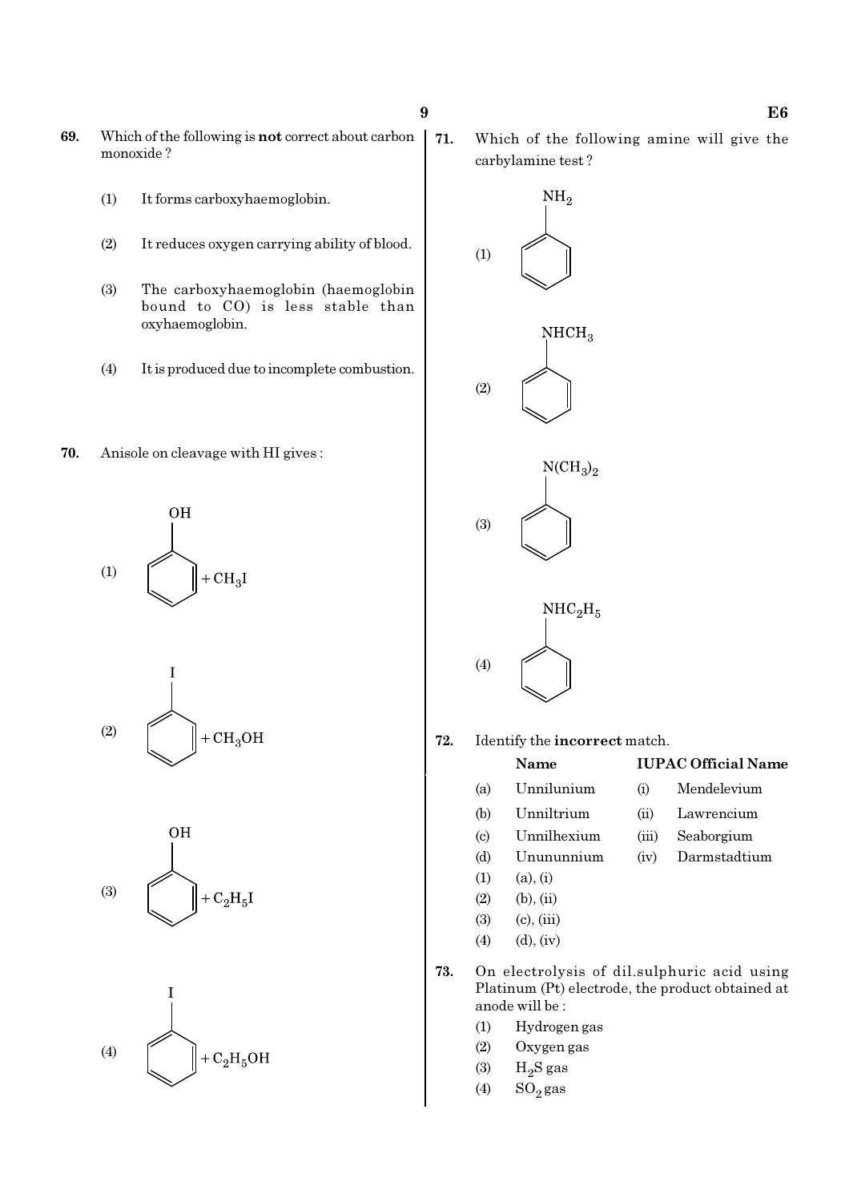**69.** Which of the following is **not** correct about carbon monoxide ?

(1) It forms carboxyhaemoglobin.

(2) It reduces oxygen carrying ability of blood.

(3) The carboxyhaemoglobin (haemoglobin bound to CO) is less stable than oxyhaemoglobin.

(4) It is produced due to incomplete combustion.

**70.** Anisole on cleavage with HI gives :

(1) $C_6H_5OH + CH_3I$ (phenol)

(2) $C_6H_5I + CH_3OH$ (iodobenzene)

(3) $C_6H_5OH + C_2H_5I$ (phenol)

(4) $C_6H_5I + C_2H_5OH$ (iodobenzene)

**71.** Which of the following amine will give the carbylamine test ?

(1) $C_6H_5NH_2$

(2) $C_6H_5NHCH_3$

(3) $C_6H_5N(CH_3)_2$

(4) $C_6H_5NHC_2H_5$

**72.** Identify the **incorrect** match.

| | Name | | IUPAC Official Name |
|---|---|---|---|
| (a) | Unnilunium | (i) | Mendelevium |
| (b) | Unniltrium | (ii) | Lawrencium |
| (c) | Unnilhexium | (iii) | Seaborgium |
| (d) | Unununnium | (iv) | Darmstadtium |

(1) (a), (i)

(2) (b), (ii)

(3) (c), (iii)

(4) (d), (iv)

**73.** On electrolysis of dil.sulphuric acid using Platinum (Pt) electrode, the product obtained at anode will be :

(1) Hydrogen gas

(2) Oxygen gas

(3) $H_2S$ gas

(4) $SO_2$ gas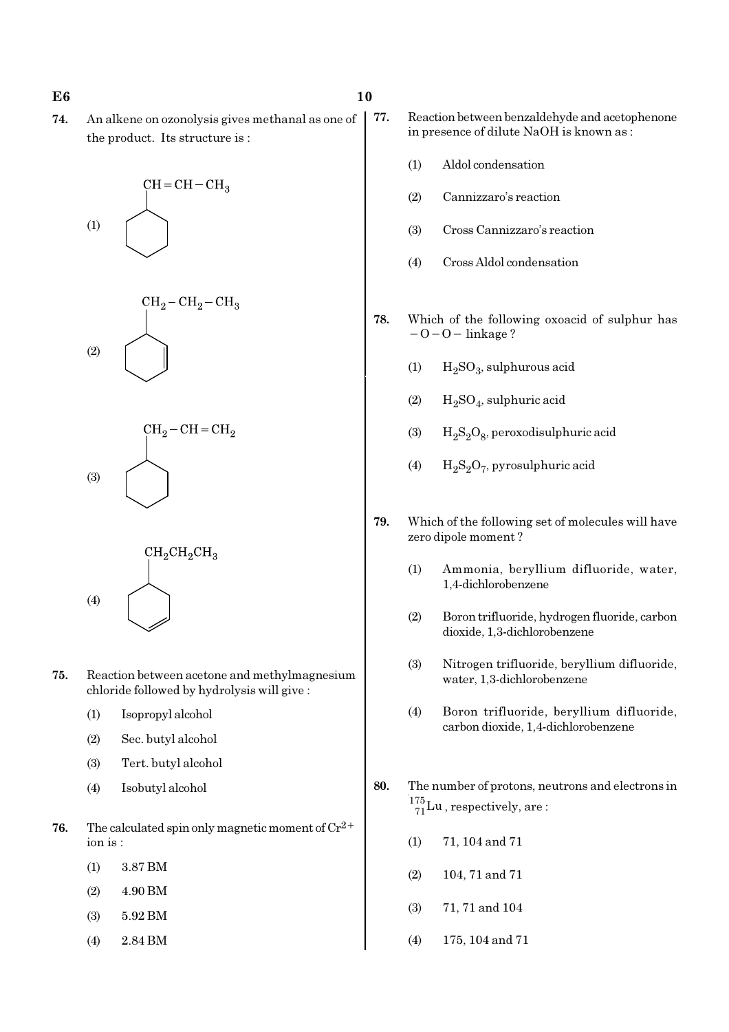**74.** An alkene on ozonolysis gives methanal as one of the product. Its structure is :

(1) Cyclohexane ring with $CH=CH-CH_3$ substituent

(2) Cyclohexene ring with $CH_2-CH_2-CH_3$ substituent

(3) Cyclohexane ring with $CH_2-CH=CH_2$ substituent

(4) Cyclohexene ring with $CH_2CH_2CH_3$ substituent

**75.** Reaction between acetone and methylmagnesium chloride followed by hydrolysis will give :

(1) Isopropyl alcohol

(2) Sec. butyl alcohol

(3) Tert. butyl alcohol

(4) Isobutyl alcohol

**76.** The calculated spin only magnetic moment of $Cr^{2+}$ ion is :

(1) 3.87 BM

(2) 4.90 BM

(3) 5.92 BM

(4) 2.84 BM

**77.** Reaction between benzaldehyde and acetophenone in presence of dilute NaOH is known as :

(1) Aldol condensation

(2) Cannizzaro's reaction

(3) Cross Cannizzaro's reaction

(4) Cross Aldol condensation

**78.** Which of the following oxoacid of sulphur has $-O-O-$ linkage ?

(1) $H_2SO_3$, sulphurous acid

(2) $H_2SO_4$, sulphuric acid

(3) $H_2S_2O_8$, peroxodisulphuric acid

(4) $H_2S_2O_7$, pyrosulphuric acid

**79.** Which of the following set of molecules will have zero dipole moment ?

(1) Ammonia, beryllium difluoride, water, 1,4-dichlorobenzene

(2) Boron trifluoride, hydrogen fluoride, carbon dioxide, 1,3-dichlorobenzene

(3) Nitrogen trifluoride, beryllium difluoride, water, 1,3-dichlorobenzene

(4) Boron trifluoride, beryllium difluoride, carbon dioxide, 1,4-dichlorobenzene

**80.** The number of protons, neutrons and electrons in $^{175}_{71}Lu$, respectively, are :

(1) 71, 104 and 71

(2) 104, 71 and 71

(3) 71, 71 and 104

(4) 175, 104 and 71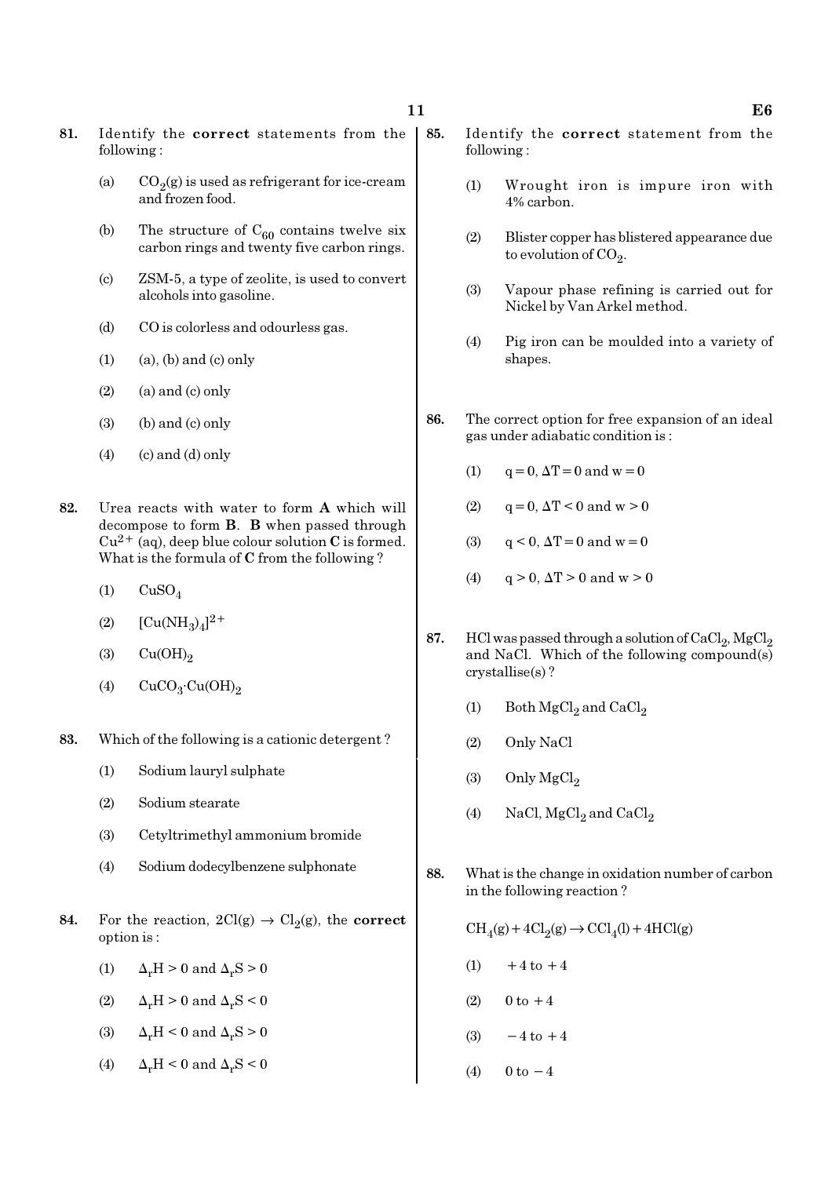81. Identify the **correct** statements from the following :

(a) $CO_2(g)$ is used as refrigerant for ice-cream and frozen food.

(b) The structure of $C_{60}$ contains twelve six carbon rings and twenty five carbon rings.

(c) ZSM-5, a type of zeolite, is used to convert alcohols into gasoline.

(d) CO is colorless and odourless gas.

(1) (a), (b) and (c) only

(2) (a) and (c) only

(3) (b) and (c) only

(4) (c) and (d) only

82. Urea reacts with water to form **A** which will decompose to form **B**. **B** when passed through $Cu^{2+}$ (aq), deep blue colour solution **C** is formed. What is the formula of **C** from the following ?

(1) $CuSO_4$

(2) $[Cu(NH_3)_4]^{2+}$

(3) $Cu(OH)_2$

(4) $CuCO_3 \cdot Cu(OH)_2$

83. Which of the following is a cationic detergent ?

(1) Sodium lauryl sulphate

(2) Sodium stearate

(3) Cetyltrimethyl ammonium bromide

(4) Sodium dodecylbenzene sulphonate

84. For the reaction, $2Cl(g) \rightarrow Cl_2(g)$, the **correct** option is :

(1) $\Delta_r H > 0$ and $\Delta_r S > 0$

(2) $\Delta_r H > 0$ and $\Delta_r S < 0$

(3) $\Delta_r H < 0$ and $\Delta_r S > 0$

(4) $\Delta_r H < 0$ and $\Delta_r S < 0$

85. Identify the **correct** statement from the following :

(1) Wrought iron is impure iron with 4% carbon.

(2) Blister copper has blistered appearance due to evolution of $CO_2$.

(3) Vapour phase refining is carried out for Nickel by Van Arkel method.

(4) Pig iron can be moulded into a variety of shapes.

86. The correct option for free expansion of an ideal gas under adiabatic condition is :

(1) $q = 0, \Delta T = 0$ and $w = 0$

(2) $q = 0, \Delta T < 0$ and $w > 0$

(3) $q < 0, \Delta T = 0$ and $w = 0$

(4) $q > 0, \Delta T > 0$ and $w > 0$

87. HCl was passed through a solution of $CaCl_2$, $MgCl_2$ and NaCl. Which of the following compound(s) crystallise(s) ?

(1) Both $MgCl_2$ and $CaCl_2$

(2) Only NaCl

(3) Only $MgCl_2$

(4) NaCl, $MgCl_2$ and $CaCl_2$

88. What is the change in oxidation number of carbon in the following reaction ?

$$CH_4(g) + 4Cl_2(g) \rightarrow CCl_4(l) + 4HCl(g)$$

(1) $+4$ to $+4$

(2) $0$ to $+4$

(3) $-4$ to $+4$

(4) $0$ to $-4$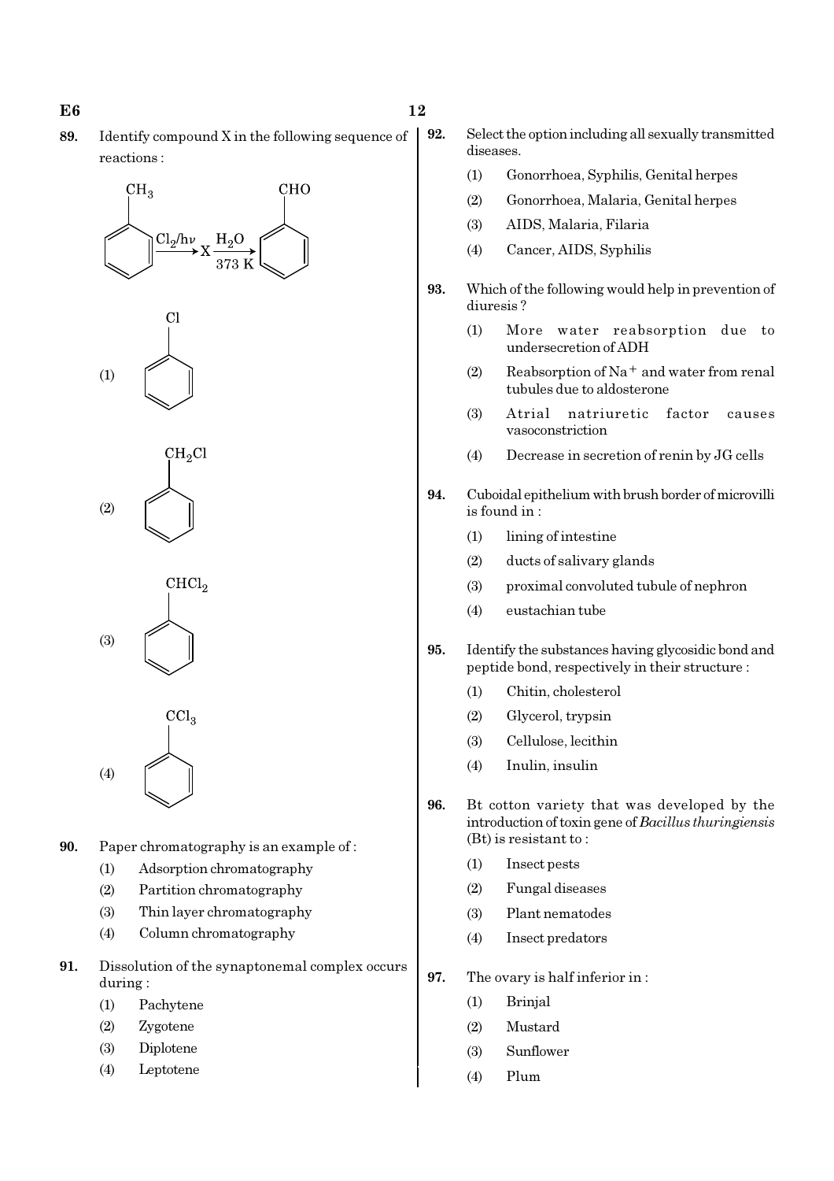**89.** Identify compound X in the following sequence of reactions :

$$C_6H_5CH_3 \xrightarrow{Cl_2/h\nu} X \xrightarrow[373\ K]{H_2O} C_6H_5CHO$$

(1) $C_6H_5Cl$

(2) $C_6H_5CH_2Cl$

(3) $C_6H_5CHCl_2$

(4) $C_6H_5CCl_3$

**90.** Paper chromatography is an example of :

(1) Adsorption chromatography

(2) Partition chromatography

(3) Thin layer chromatography

(4) Column chromatography

**91.** Dissolution of the synaptonemal complex occurs during :

(1) Pachytene

(2) Zygotene

(3) Diplotene

(4) Leptotene

**92.** Select the option including all sexually transmitted diseases.

(1) Gonorrhoea, Syphilis, Genital herpes

(2) Gonorrhoea, Malaria, Genital herpes

(3) AIDS, Malaria, Filaria

(4) Cancer, AIDS, Syphilis

**93.** Which of the following would help in prevention of diuresis ?

(1) More water reabsorption due to undersecretion of ADH

(2) Reabsorption of $Na^{+}$ and water from renal tubules due to aldosterone

(3) Atrial natriuretic factor causes vasoconstriction

(4) Decrease in secretion of renin by JG cells

**94.** Cuboidal epithelium with brush border of microvilli is found in :

(1) lining of intestine

(2) ducts of salivary glands

(3) proximal convoluted tubule of nephron

(4) eustachian tube

**95.** Identify the substances having glycosidic bond and peptide bond, respectively in their structure :

(1) Chitin, cholesterol

(2) Glycerol, trypsin

(3) Cellulose, lecithin

(4) Inulin, insulin

**96.** Bt cotton variety that was developed by the introduction of toxin gene of *Bacillus thuringiensis* (Bt) is resistant to :

(1) Insect pests

(2) Fungal diseases

(3) Plant nematodes

(4) Insect predators

**97.** The ovary is half inferior in :

(1) Brinjal

(2) Mustard

(3) Sunflower

(4) Plum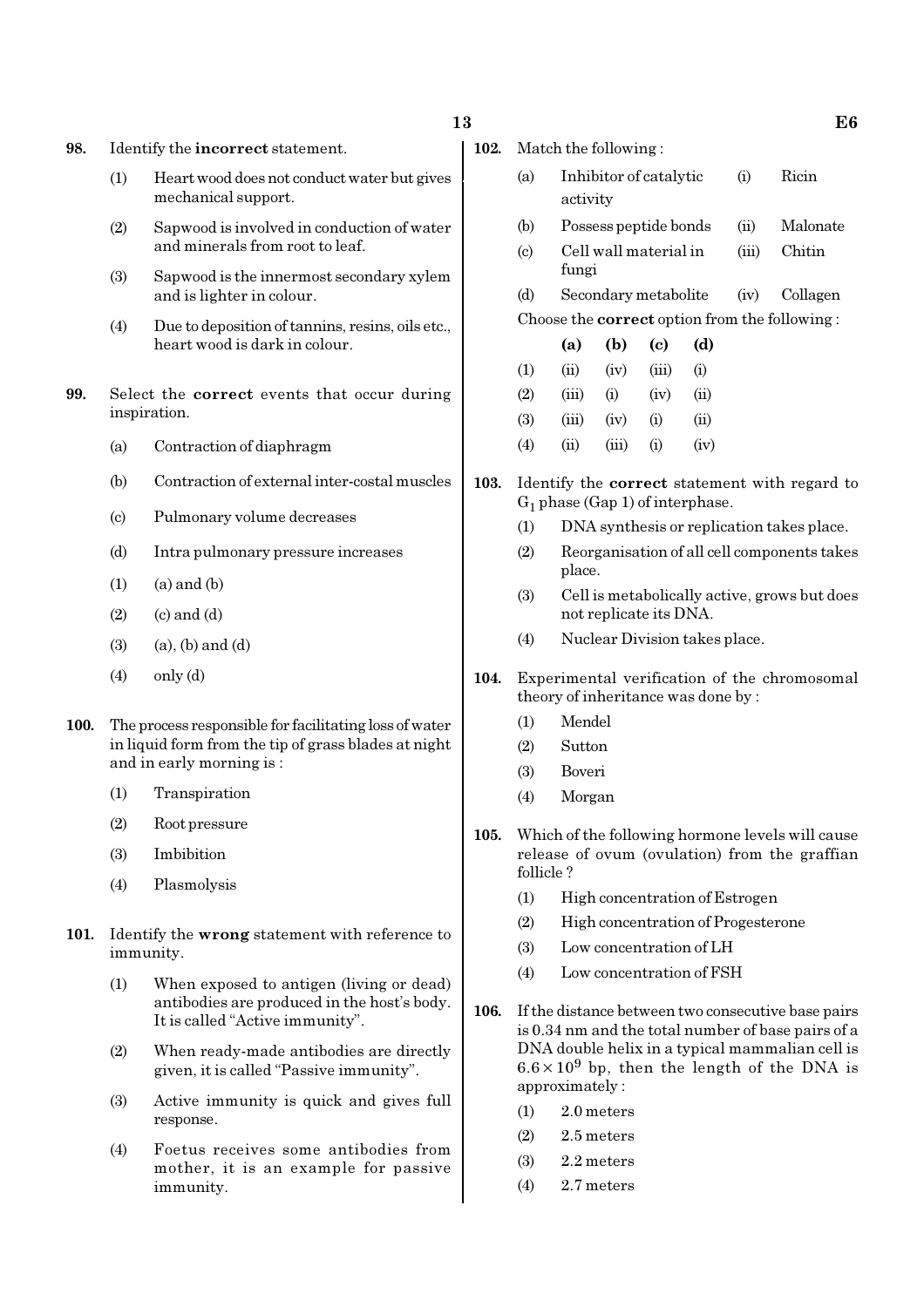98. Identify the **incorrect** statement.

(1) Heart wood does not conduct water but gives mechanical support.

(2) Sapwood is involved in conduction of water and minerals from root to leaf.

(3) Sapwood is the innermost secondary xylem and is lighter in colour.

(4) Due to deposition of tannins, resins, oils etc., heart wood is dark in colour.

99. Select the **correct** events that occur during inspiration.

(a) Contraction of diaphragm

(b) Contraction of external inter-costal muscles

(c) Pulmonary volume decreases

(d) Intra pulmonary pressure increases

(1) (a) and (b)

(2) (c) and (d)

(3) (a), (b) and (d)

(4) only (d)

100. The process responsible for facilitating loss of water in liquid form from the tip of grass blades at night and in early morning is :

(1) Transpiration

(2) Root pressure

(3) Imbibition

(4) Plasmolysis

101. Identify the **wrong** statement with reference to immunity.

(1) When exposed to antigen (living or dead) antibodies are produced in the host's body. It is called "Active immunity".

(2) When ready-made antibodies are directly given, it is called "Passive immunity".

(3) Active immunity is quick and gives full response.

(4) Foetus receives some antibodies from mother, it is an example for passive immunity.

102. Match the following :

| | | | |
|---|---|---|---|
| (a) | Inhibitor of catalytic activity | (i) | Ricin |
| (b) | Possess peptide bonds | (ii) | Malonate |
| (c) | Cell wall material in fungi | (iii) | Chitin |
| (d) | Secondary metabolite | (iv) | Collagen |

Choose the **correct** option from the following :

| | **(a)** | **(b)** | **(c)** | **(d)** |
|---|---|---|---|---|
| (1) | (ii) | (iv) | (iii) | (i) |
| (2) | (iii) | (i) | (iv) | (ii) |
| (3) | (iii) | (iv) | (i) | (ii) |
| (4) | (ii) | (iii) | (i) | (iv) |

103. Identify the **correct** statement with regard to $G_1$ phase (Gap 1) of interphase.

(1) DNA synthesis or replication takes place.

(2) Reorganisation of all cell components takes place.

(3) Cell is metabolically active, grows but does not replicate its DNA.

(4) Nuclear Division takes place.

104. Experimental verification of the chromosomal theory of inheritance was done by :

(1) Mendel

(2) Sutton

(3) Boveri

(4) Morgan

105. Which of the following hormone levels will cause release of ovum (ovulation) from the graffian follicle ?

(1) High concentration of Estrogen

(2) High concentration of Progesterone

(3) Low concentration of LH

(4) Low concentration of FSH

106. If the distance between two consecutive base pairs is 0.34 nm and the total number of base pairs of a DNA double helix in a typical mammalian cell is $6.6 \times 10^9$ bp, then the length of the DNA is approximately :

(1) 2.0 meters

(2) 2.5 meters

(3) 2.2 meters

(4) 2.7 meters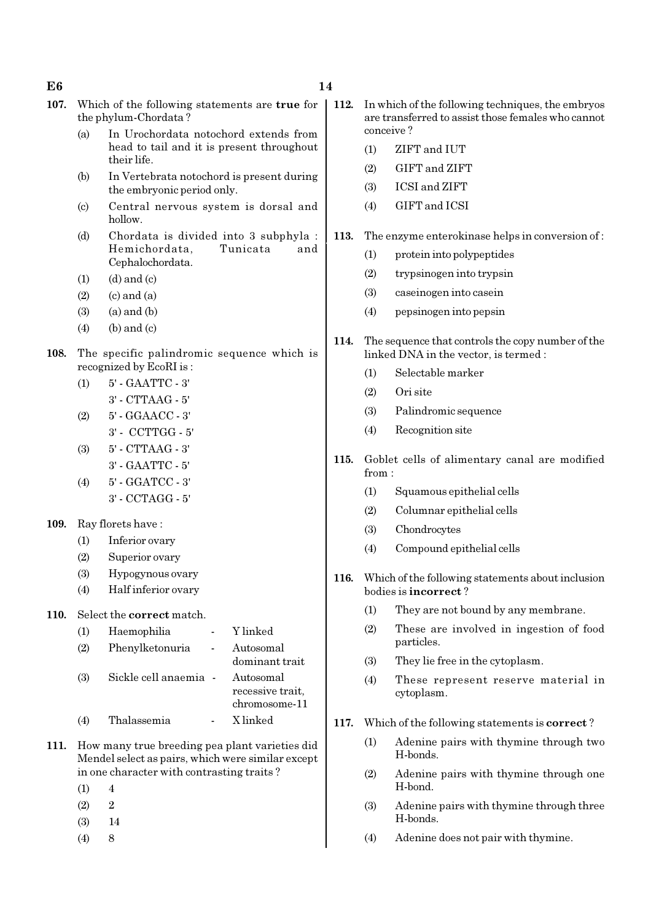107. Which of the following statements are **true** for the phylum-Chordata ?

(a) In Urochordata notochord extends from head to tail and it is present throughout their life.

(b) In Vertebrata notochord is present during the embryonic period only.

(c) Central nervous system is dorsal and hollow.

(d) Chordata is divided into 3 subphyla : Hemichordata, Tunicata and Cephalochordata.

(1) (d) and (c)
(2) (c) and (a)
(3) (a) and (b)
(4) (b) and (c)

108. The specific palindromic sequence which is recognized by EcoRI is :

(1) 5' - GAATTC - 3'
3' - CTTAAG - 5'
(2) 5' - GGAACC - 3'
3' - CCTTGG - 5'
(3) 5' - CTTAAG - 3'
3' - GAATTC - 5'
(4) 5' - GGATCC - 3'
3' - CCTAGG - 5'

109. Ray florets have :

(1) Inferior ovary
(2) Superior ovary
(3) Hypogynous ovary
(4) Half inferior ovary

110. Select the **correct** match.

(1) Haemophilia - Y linked
(2) Phenylketonuria - Autosomal dominant trait
(3) Sickle cell anaemia - Autosomal recessive trait, chromosome-11
(4) Thalassemia - X linked

111. How many true breeding pea plant varieties did Mendel select as pairs, which were similar except in one character with contrasting traits ?

(1) 4
(2) 2
(3) 14
(4) 8

112. In which of the following techniques, the embryos are transferred to assist those females who cannot conceive ?

(1) ZIFT and IUT
(2) GIFT and ZIFT
(3) ICSI and ZIFT
(4) GIFT and ICSI

113. The enzyme enterokinase helps in conversion of :

(1) protein into polypeptides
(2) trypsinogen into trypsin
(3) caseinogen into casein
(4) pepsinogen into pepsin

114. The sequence that controls the copy number of the linked DNA in the vector, is termed :

(1) Selectable marker
(2) Ori site
(3) Palindromic sequence
(4) Recognition site

115. Goblet cells of alimentary canal are modified from :

(1) Squamous epithelial cells
(2) Columnar epithelial cells
(3) Chondrocytes
(4) Compound epithelial cells

116. Which of the following statements about inclusion bodies is **incorrect** ?

(1) They are not bound by any membrane.
(2) These are involved in ingestion of food particles.
(3) They lie free in the cytoplasm.
(4) These represent reserve material in cytoplasm.

117. Which of the following statements is **correct** ?

(1) Adenine pairs with thymine through two H-bonds.
(2) Adenine pairs with thymine through one H-bond.
(3) Adenine pairs with thymine through three H-bonds.
(4) Adenine does not pair with thymine.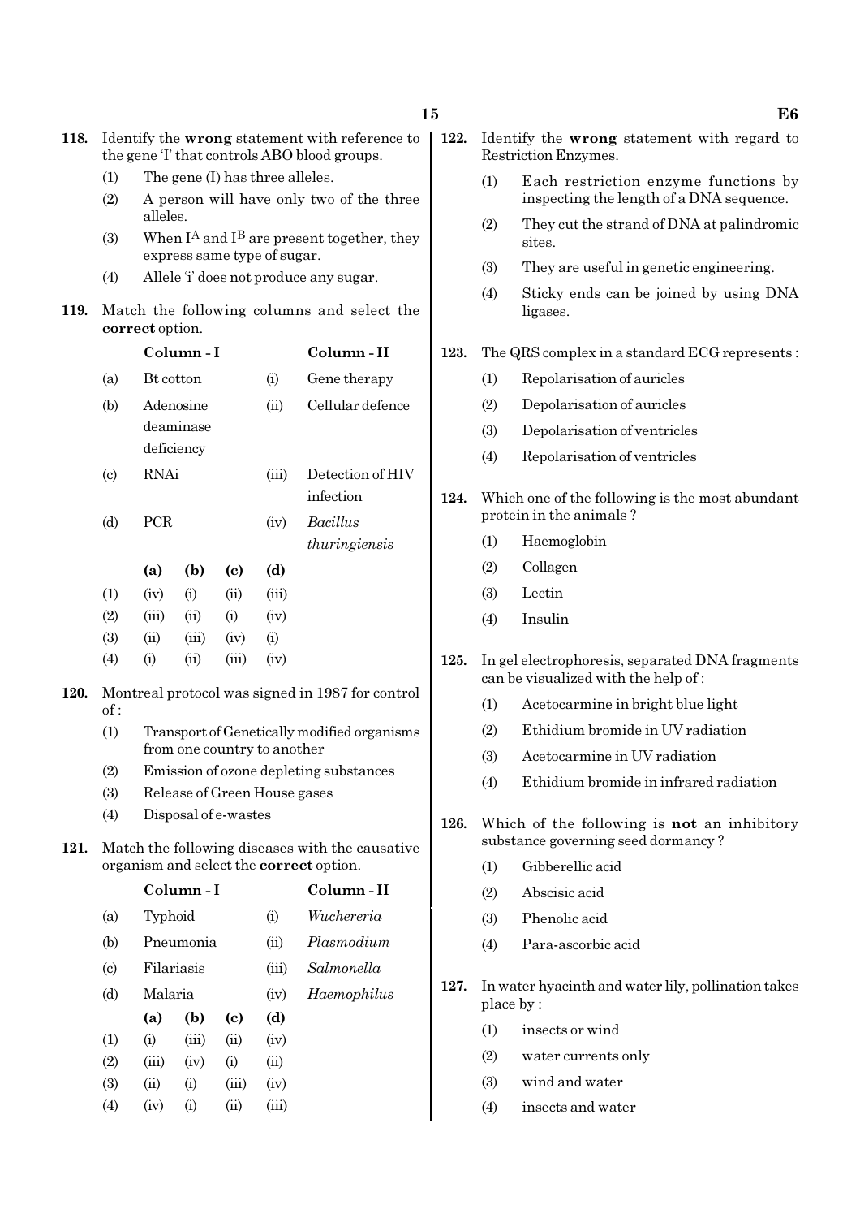**118.** Identify the **wrong** statement with reference to the gene 'I' that controls ABO blood groups.

(1) The gene (I) has three alleles.

(2) A person will have only two of the three alleles.

(3) When $I^A$ and $I^B$ are present together, they express same type of sugar.

(4) Allele 'i' does not produce any sugar.

**119.** Match the following columns and select the **correct** option.

| | Column - I | | Column - II |
|---|---|---|---|
| (a) | Bt cotton | (i) | Gene therapy |
| (b) | Adenosine deaminase deficiency | (ii) | Cellular defence |
| (c) | RNAi | (iii) | Detection of HIV infection |
| (d) | PCR | (iv) | *Bacillus thuringiensis* |

| | (a) | (b) | (c) | (d) |
|---|---|---|---|---|
| (1) | (iv) | (i) | (ii) | (iii) |
| (2) | (iii) | (ii) | (i) | (iv) |
| (3) | (ii) | (iii) | (iv) | (i) |
| (4) | (i) | (ii) | (iii) | (iv) |

**120.** Montreal protocol was signed in 1987 for control of :

(1) Transport of Genetically modified organisms from one country to another

(2) Emission of ozone depleting substances

(3) Release of Green House gases

(4) Disposal of e-wastes

**121.** Match the following diseases with the causative organism and select the **correct** option.

| | Column - I | | Column - II |
|---|---|---|---|
| (a) | Typhoid | (i) | *Wuchereria* |
| (b) | Pneumonia | (ii) | *Plasmodium* |
| (c) | Filariasis | (iii) | *Salmonella* |
| (d) | Malaria | (iv) | *Haemophilus* |

| | (a) | (b) | (c) | (d) |
|---|---|---|---|---|
| (1) | (i) | (iii) | (ii) | (iv) |
| (2) | (iii) | (iv) | (i) | (ii) |
| (3) | (ii) | (i) | (iii) | (iv) |
| (4) | (iv) | (i) | (ii) | (iii) |

**122.** Identify the **wrong** statement with regard to Restriction Enzymes.

(1) Each restriction enzyme functions by inspecting the length of a DNA sequence.

(2) They cut the strand of DNA at palindromic sites.

(3) They are useful in genetic engineering.

(4) Sticky ends can be joined by using DNA ligases.

**123.** The QRS complex in a standard ECG represents :

(1) Repolarisation of auricles

(2) Depolarisation of auricles

(3) Depolarisation of ventricles

(4) Repolarisation of ventricles

**124.** Which one of the following is the most abundant protein in the animals ?

(1) Haemoglobin

(2) Collagen

(3) Lectin

(4) Insulin

**125.** In gel electrophoresis, separated DNA fragments can be visualized with the help of :

(1) Acetocarmine in bright blue light

(2) Ethidium bromide in UV radiation

(3) Acetocarmine in UV radiation

(4) Ethidium bromide in infrared radiation

**126.** Which of the following is **not** an inhibitory substance governing seed dormancy ?

(1) Gibberellic acid

(2) Abscisic acid

(3) Phenolic acid

(4) Para-ascorbic acid

**127.** In water hyacinth and water lily, pollination takes place by :

(1) insects or wind

(2) water currents only

(3) wind and water

(4) insects and water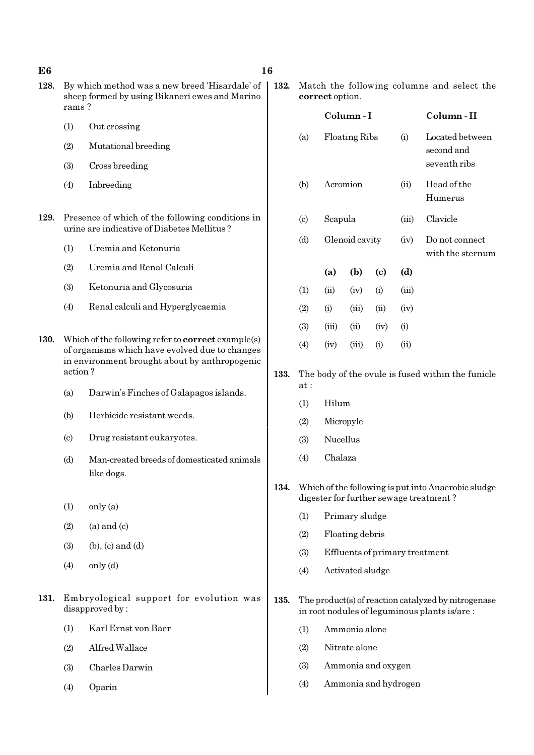**128.** By which method was a new breed 'Hisardale' of sheep formed by using Bikaneri ewes and Marino rams ?

(1) Out crossing

(2) Mutational breeding

(3) Cross breeding

(4) Inbreeding

**129.** Presence of which of the following conditions in urine are indicative of Diabetes Mellitus ?

(1) Uremia and Ketonuria

(2) Uremia and Renal Calculi

(3) Ketonuria and Glycosuria

(4) Renal calculi and Hyperglycaemia

**130.** Which of the following refer to **correct** example(s) of organisms which have evolved due to changes in environment brought about by anthropogenic action ?

(a) Darwin's Finches of Galapagos islands.

(b) Herbicide resistant weeds.

(c) Drug resistant eukaryotes.

(d) Man-created breeds of domesticated animals like dogs.

(1) only (a)

(2) (a) and (c)

(3) (b), (c) and (d)

(4) only (d)

**131.** Embryological support for evolution was disapproved by :

(1) Karl Ernst von Baer

(2) Alfred Wallace

(3) Charles Darwin

(4) Oparin

**132.** Match the following columns and select the **correct** option.

| | Column - I | | Column - II |
|---|---|---|---|
| (a) | Floating Ribs | (i) | Located between second and seventh ribs |
| (b) | Acromion | (ii) | Head of the Humerus |
| (c) | Scapula | (iii) | Clavicle |
| (d) | Glenoid cavity | (iv) | Do not connect with the sternum |

| | (a) | (b) | (c) | (d) |
|---|---|---|---|---|
| (1) | (ii) | (iv) | (i) | (iii) |
| (2) | (i) | (iii) | (ii) | (iv) |
| (3) | (iii) | (ii) | (iv) | (i) |
| (4) | (iv) | (iii) | (i) | (ii) |

**133.** The body of the ovule is fused within the funicle at :

(1) Hilum

(2) Micropyle

(3) Nucellus

(4) Chalaza

**134.** Which of the following is put into Anaerobic sludge digester for further sewage treatment ?

(1) Primary sludge

(2) Floating debris

(3) Effluents of primary treatment

(4) Activated sludge

**135.** The product(s) of reaction catalyzed by nitrogenase in root nodules of leguminous plants is/are :

(1) Ammonia alone

(2) Nitrate alone

(3) Ammonia and oxygen

(4) Ammonia and hydrogen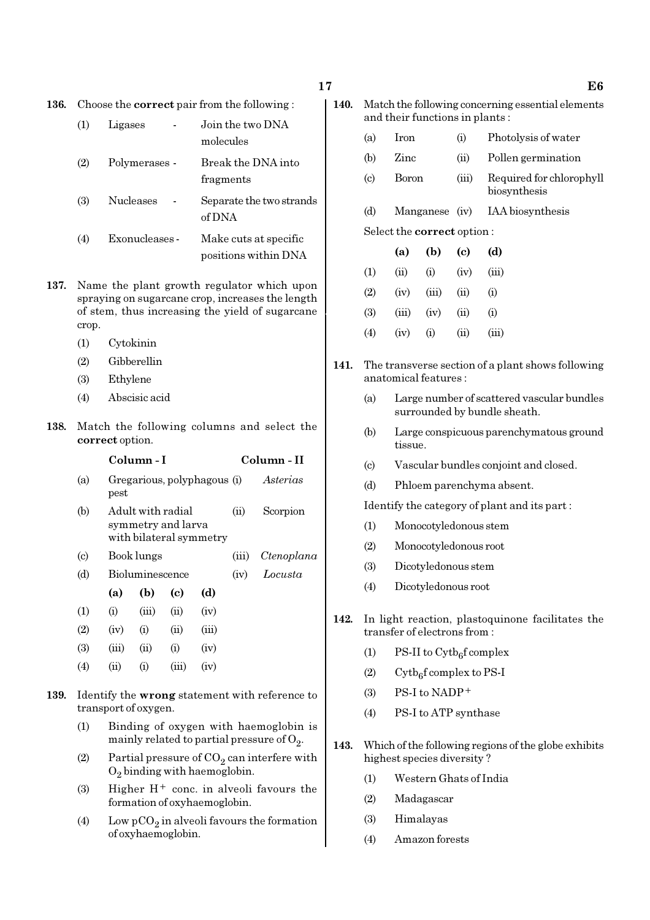**136.** Choose the **correct** pair from the following :

(1) Ligases - Join the two DNA molecules

(2) Polymerases - Break the DNA into fragments

(3) Nucleases - Separate the two strands of DNA

(4) Exonucleases - Make cuts at specific positions within DNA

**137.** Name the plant growth regulator which upon spraying on sugarcane crop, increases the length of stem, thus increasing the yield of sugarcane crop.

(1) Cytokinin

(2) Gibberellin

(3) Ethylene

(4) Abscisic acid

**138.** Match the following columns and select the **correct** option.

| | Column - I | | Column - II |
|---|---|---|---|
| (a) | Gregarious, polyphagous pest | (i) | *Asterias* |
| (b) | Adult with radial symmetry and larva with bilateral symmetry | (ii) | Scorpion |
| (c) | Book lungs | (iii) | *Ctenoplana* |
| (d) | Bioluminescence | (iv) | *Locusta* |

| | (a) | (b) | (c) | (d) |
|---|---|---|---|---|
| (1) | (i) | (iii) | (ii) | (iv) |
| (2) | (iv) | (i) | (ii) | (iii) |
| (3) | (iii) | (ii) | (i) | (iv) |
| (4) | (ii) | (i) | (iii) | (iv) |

**139.** Identify the **wrong** statement with reference to transport of oxygen.

(1) Binding of oxygen with haemoglobin is mainly related to partial pressure of $O_2$.

(2) Partial pressure of $CO_2$ can interfere with $O_2$ binding with haemoglobin.

(3) Higher $H^+$ conc. in alveoli favours the formation of oxyhaemoglobin.

(4) Low $pCO_2$ in alveoli favours the formation of oxyhaemoglobin.

**140.** Match the following concerning essential elements and their functions in plants :

| | | | |
|---|---|---|---|
| (a) | Iron | (i) | Photolysis of water |
| (b) | Zinc | (ii) | Pollen germination |
| (c) | Boron | (iii) | Required for chlorophyll biosynthesis |
| (d) | Manganese | (iv) | IAA biosynthesis |

Select the **correct** option :

| | (a) | (b) | (c) | (d) |
|---|---|---|---|---|
| (1) | (ii) | (i) | (iv) | (iii) |
| (2) | (iv) | (iii) | (ii) | (i) |
| (3) | (iii) | (iv) | (ii) | (i) |
| (4) | (iv) | (i) | (ii) | (iii) |

**141.** The transverse section of a plant shows following anatomical features :

(a) Large number of scattered vascular bundles surrounded by bundle sheath.

(b) Large conspicuous parenchymatous ground tissue.

(c) Vascular bundles conjoint and closed.

(d) Phloem parenchyma absent.

Identify the category of plant and its part :

(1) Monocotyledonous stem

(2) Monocotyledonous root

(3) Dicotyledonous stem

(4) Dicotyledonous root

**142.** In light reaction, plastoquinone facilitates the transfer of electrons from :

(1) PS-II to $Cytb_6f$ complex

(2) $Cytb_6f$ complex to PS-I

(3) PS-I to $NADP^+$

(4) PS-I to ATP synthase

**143.** Which of the following regions of the globe exhibits highest species diversity ?

(1) Western Ghats of India

(2) Madagascar

(3) Himalayas

(4) Amazon forests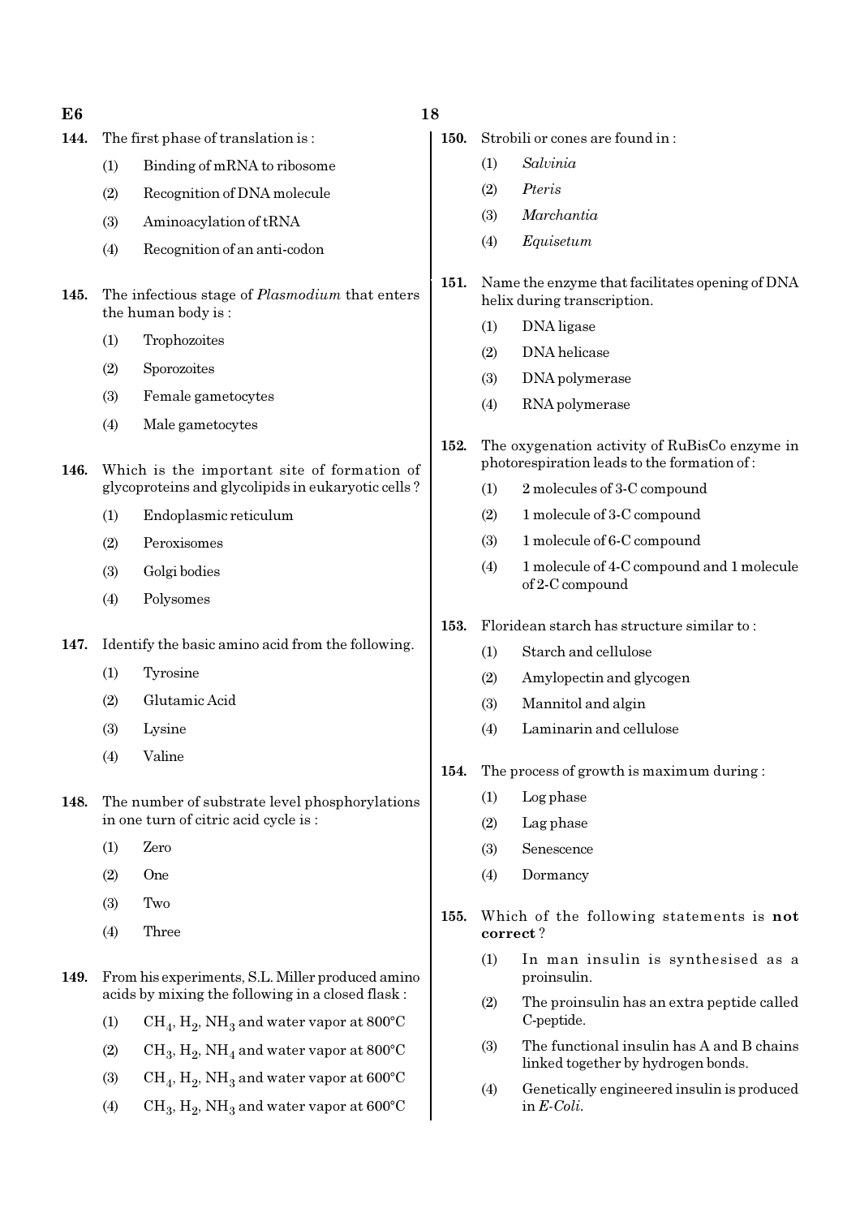144. The first phase of translation is :

(1) Binding of mRNA to ribosome

(2) Recognition of DNA molecule

(3) Aminoacylation of tRNA

(4) Recognition of an anti-codon

145. The infectious stage of *Plasmodium* that enters the human body is :

(1) Trophozoites

(2) Sporozoites

(3) Female gametocytes

(4) Male gametocytes

146. Which is the important site of formation of glycoproteins and glycolipids in eukaryotic cells ?

(1) Endoplasmic reticulum

(2) Peroxisomes

(3) Golgi bodies

(4) Polysomes

147. Identify the basic amino acid from the following.

(1) Tyrosine

(2) Glutamic Acid

(3) Lysine

(4) Valine

148. The number of substrate level phosphorylations in one turn of citric acid cycle is :

(1) Zero

(2) One

(3) Two

(4) Three

149. From his experiments, S.L. Miller produced amino acids by mixing the following in a closed flask :

(1) $CH_4$, $H_2$, $NH_3$ and water vapor at 800°C

(2) $CH_3$, $H_2$, $NH_4$ and water vapor at 800°C

(3) $CH_4$, $H_2$, $NH_3$ and water vapor at 600°C

(4) $CH_3$, $H_2$, $NH_3$ and water vapor at 600°C

150. Strobili or cones are found in :

(1) *Salvinia*

(2) *Pteris*

(3) *Marchantia*

(4) *Equisetum*

151. Name the enzyme that facilitates opening of DNA helix during transcription.

(1) DNA ligase

(2) DNA helicase

(3) DNA polymerase

(4) RNA polymerase

152. The oxygenation activity of RuBisCo enzyme in photorespiration leads to the formation of :

(1) 2 molecules of 3-C compound

(2) 1 molecule of 3-C compound

(3) 1 molecule of 6-C compound

(4) 1 molecule of 4-C compound and 1 molecule of 2-C compound

153. Floridean starch has structure similar to :

(1) Starch and cellulose

(2) Amylopectin and glycogen

(3) Mannitol and algin

(4) Laminarin and cellulose

154. The process of growth is maximum during :

(1) Log phase

(2) Lag phase

(3) Senescence

(4) Dormancy

155. Which of the following statements is **not correct** ?

(1) In man insulin is synthesised as a proinsulin.

(2) The proinsulin has an extra peptide called C-peptide.

(3) The functional insulin has A and B chains linked together by hydrogen bonds.

(4) Genetically engineered insulin is produced in *E-Coli*.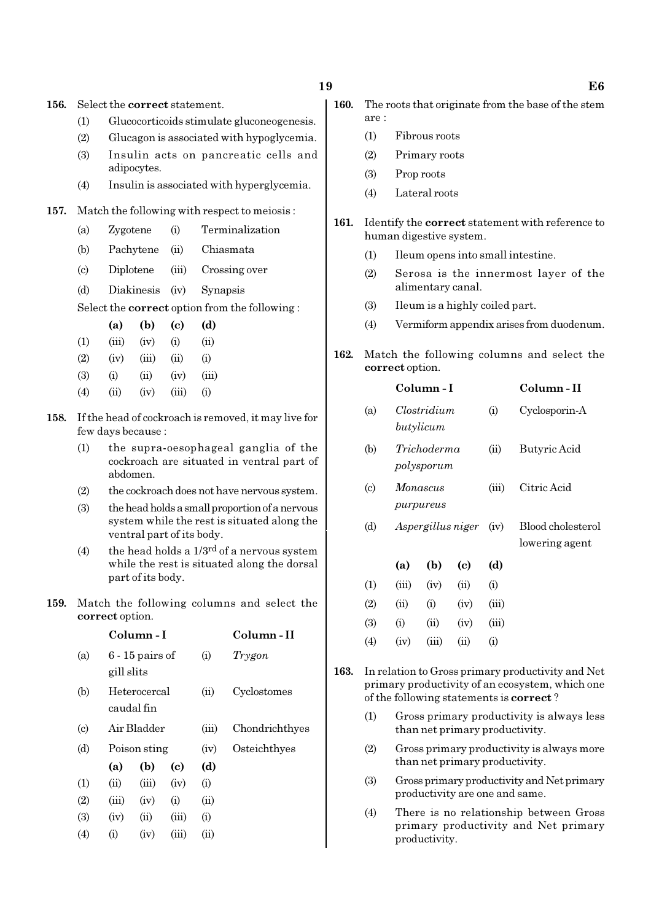**156.** Select the **correct** statement.

(1) Glucocorticoids stimulate gluconeogenesis.

(2) Glucagon is associated with hypoglycemia.

(3) Insulin acts on pancreatic cells and adipocytes.

(4) Insulin is associated with hyperglycemia.

**157.** Match the following with respect to meiosis :

| | | | |
|---|---|---|---|
| (a) | Zygotene | (i) | Terminalization |
| (b) | Pachytene | (ii) | Chiasmata |
| (c) | Diplotene | (iii) | Crossing over |
| (d) | Diakinesis | (iv) | Synapsis |

Select the **correct** option from the following :

| | (a) | (b) | (c) | (d) |
|---|---|---|---|---|
| (1) | (iii) | (iv) | (i) | (ii) |
| (2) | (iv) | (iii) | (ii) | (i) |
| (3) | (i) | (ii) | (iv) | (iii) |
| (4) | (ii) | (iv) | (iii) | (i) |

**158.** If the head of cockroach is removed, it may live for few days because :

(1) the supra-oesophageal ganglia of the cockroach are situated in ventral part of abdomen.

(2) the cockroach does not have nervous system.

(3) the head holds a small proportion of a nervous system while the rest is situated along the ventral part of its body.

(4) the head holds a 1/3rd of a nervous system while the rest is situated along the dorsal part of its body.

**159.** Match the following columns and select the **correct** option.

| | Column - I | | Column - II |
|---|---|---|---|
| (a) | 6 - 15 pairs of gill slits | (i) | *Trygon* |
| (b) | Heterocercal caudal fin | (ii) | Cyclostomes |
| (c) | Air Bladder | (iii) | Chondrichthyes |
| (d) | Poison sting | (iv) | Osteichthyes |

| | (a) | (b) | (c) | (d) |
|---|---|---|---|---|
| (1) | (ii) | (iii) | (iv) | (i) |
| (2) | (iii) | (iv) | (i) | (ii) |
| (3) | (iv) | (ii) | (iii) | (i) |
| (4) | (i) | (iv) | (iii) | (ii) |

**160.** The roots that originate from the base of the stem are :

(1) Fibrous roots

(2) Primary roots

(3) Prop roots

(4) Lateral roots

**161.** Identify the **correct** statement with reference to human digestive system.

(1) Ileum opens into small intestine.

(2) Serosa is the innermost layer of the alimentary canal.

(3) Ileum is a highly coiled part.

(4) Vermiform appendix arises from duodenum.

**162.** Match the following columns and select the **correct** option.

| | Column - I | | Column - II |
|---|---|---|---|
| (a) | *Clostridium butylicum* | (i) | Cyclosporin-A |
| (b) | *Trichoderma polysporum* | (ii) | Butyric Acid |
| (c) | *Monascus purpureus* | (iii) | Citric Acid |
| (d) | *Aspergillus niger* | (iv) | Blood cholesterol lowering agent |

| | (a) | (b) | (c) | (d) |
|---|---|---|---|---|
| (1) | (iii) | (iv) | (ii) | (i) |
| (2) | (ii) | (i) | (iv) | (iii) |
| (3) | (i) | (ii) | (iv) | (iii) |
| (4) | (iv) | (iii) | (ii) | (i) |

**163.** In relation to Gross primary productivity and Net primary productivity of an ecosystem, which one of the following statements is **correct** ?

(1) Gross primary productivity is always less than net primary productivity.

(2) Gross primary productivity is always more than net primary productivity.

(3) Gross primary productivity and Net primary productivity are one and same.

(4) There is no relationship between Gross primary productivity and Net primary productivity.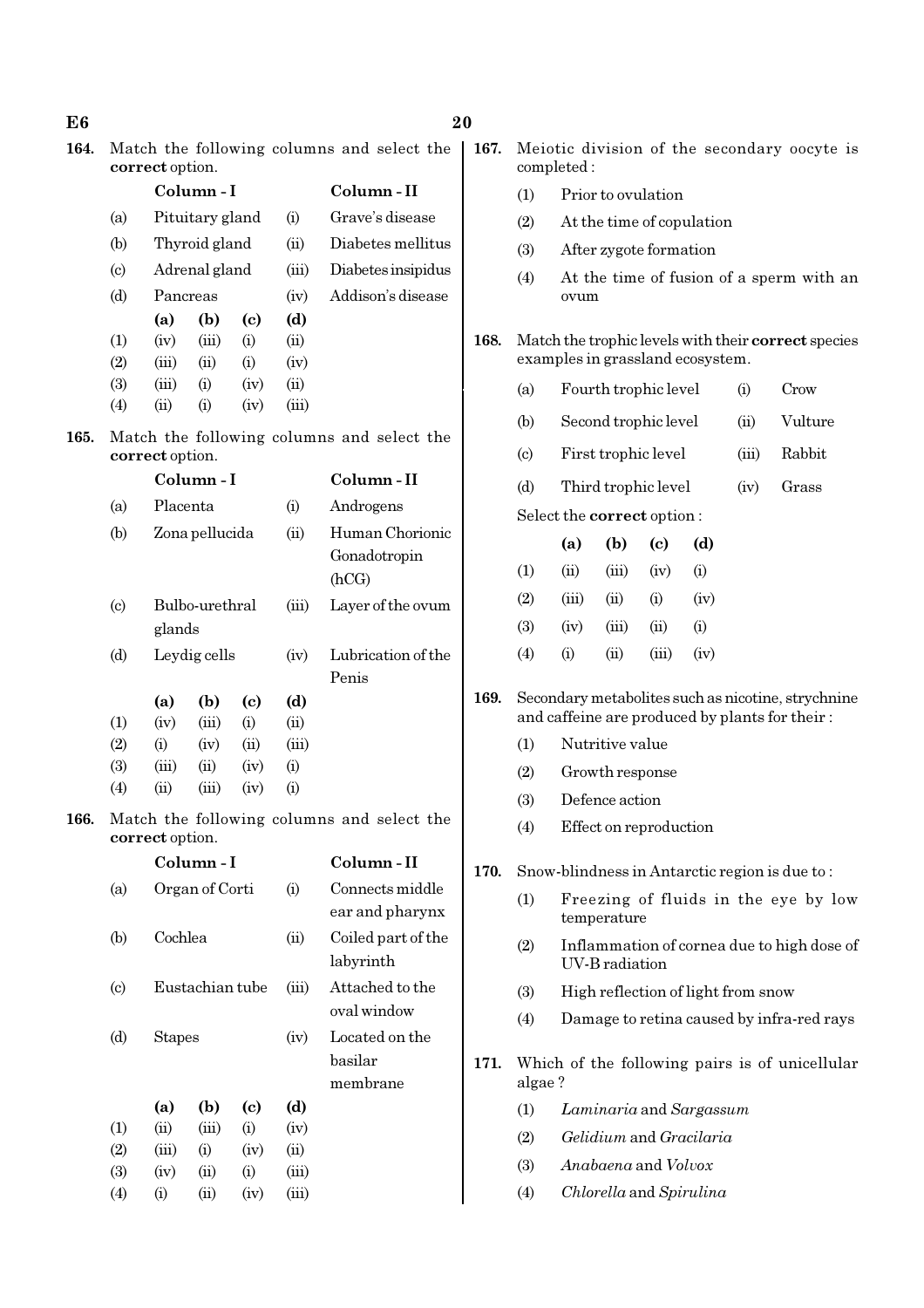**164.** Match the following columns and select the **correct** option.

| | Column - I | | Column - II |
|---|---|---|---|
| (a) | Pituitary gland | (i) | Grave's disease |
| (b) | Thyroid gland | (ii) | Diabetes mellitus |
| (c) | Adrenal gland | (iii) | Diabetes insipidus |
| (d) | Pancreas | (iv) | Addison's disease |

| | (a) | (b) | (c) | (d) |
|---|---|---|---|---|
| (1) | (iv) | (iii) | (i) | (ii) |
| (2) | (iii) | (ii) | (i) | (iv) |
| (3) | (iii) | (i) | (iv) | (ii) |
| (4) | (ii) | (i) | (iv) | (iii) |

**165.** Match the following columns and select the **correct** option.

| | Column - I | | Column - II |
|---|---|---|---|
| (a) | Placenta | (i) | Androgens |
| (b) | Zona pellucida | (ii) | Human Chorionic Gonadotropin (hCG) |
| (c) | Bulbo-urethral glands | (iii) | Layer of the ovum |
| (d) | Leydig cells | (iv) | Lubrication of the Penis |

| | (a) | (b) | (c) | (d) |
|---|---|---|---|---|
| (1) | (iv) | (iii) | (i) | (ii) |
| (2) | (i) | (iv) | (ii) | (iii) |
| (3) | (iii) | (ii) | (iv) | (i) |
| (4) | (ii) | (iii) | (iv) | (i) |

**166.** Match the following columns and select the **correct** option.

| | Column - I | | Column - II |
|---|---|---|---|
| (a) | Organ of Corti | (i) | Connects middle ear and pharynx |
| (b) | Cochlea | (ii) | Coiled part of the labyrinth |
| (c) | Eustachian tube | (iii) | Attached to the oval window |
| (d) | Stapes | (iv) | Located on the basilar membrane |

| | (a) | (b) | (c) | (d) |
|---|---|---|---|---|
| (1) | (ii) | (iii) | (i) | (iv) |
| (2) | (iii) | (i) | (iv) | (ii) |
| (3) | (iv) | (ii) | (i) | (iii) |
| (4) | (i) | (ii) | (iv) | (iii) |

**167.** Meiotic division of the secondary oocyte is completed :

(1) Prior to ovulation

(2) At the time of copulation

(3) After zygote formation

(4) At the time of fusion of a sperm with an ovum

**168.** Match the trophic levels with their **correct** species examples in grassland ecosystem.

| | | | |
|---|---|---|---|
| (a) | Fourth trophic level | (i) | Crow |
| (b) | Second trophic level | (ii) | Vulture |
| (c) | First trophic level | (iii) | Rabbit |
| (d) | Third trophic level | (iv) | Grass |

Select the **correct** option :

| | (a) | (b) | (c) | (d) |
|---|---|---|---|---|
| (1) | (ii) | (iii) | (iv) | (i) |
| (2) | (iii) | (ii) | (i) | (iv) |
| (3) | (iv) | (iii) | (ii) | (i) |
| (4) | (i) | (ii) | (iii) | (iv) |

**169.** Secondary metabolites such as nicotine, strychnine and caffeine are produced by plants for their :

(1) Nutritive value

(2) Growth response

(3) Defence action

(4) Effect on reproduction

**170.** Snow-blindness in Antarctic region is due to :

(1) Freezing of fluids in the eye by low temperature

(2) Inflammation of cornea due to high dose of UV-B radiation

(3) High reflection of light from snow

(4) Damage to retina caused by infra-red rays

**171.** Which of the following pairs is of unicellular algae ?

(1) *Laminaria* and *Sargassum*

(2) *Gelidium* and *Gracilaria*

(3) *Anabaena* and *Volvox*

(4) *Chlorella* and *Spirulina*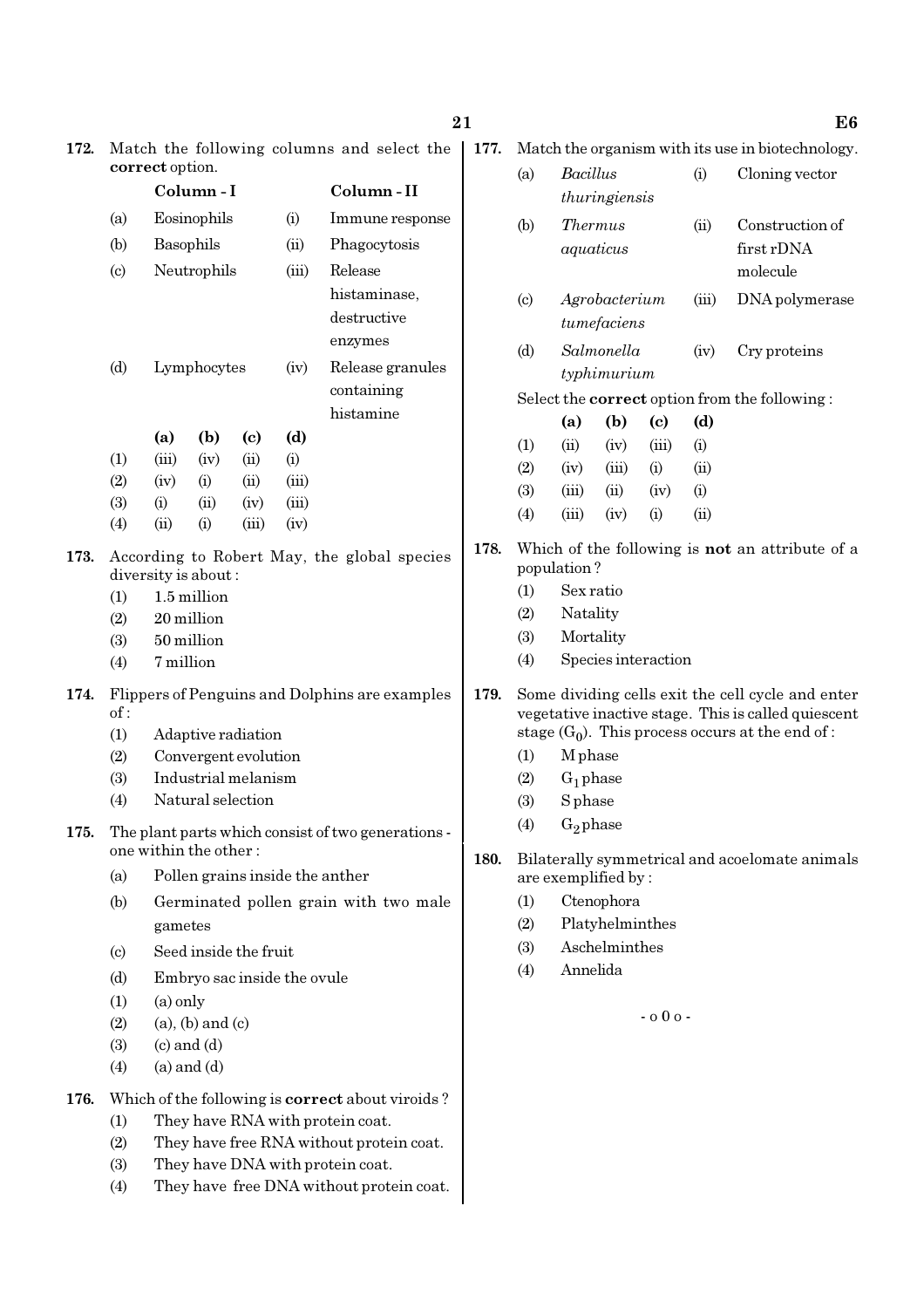**172.** Match the following columns and select the **correct** option.

| | Column - I | | Column - II |
|---|---|---|---|
| (a) | Eosinophils | (i) | Immune response |
| (b) | Basophils | (ii) | Phagocytosis |
| (c) | Neutrophils | (iii) | Release histaminase, destructive enzymes |
| (d) | Lymphocytes | (iv) | Release granules containing histamine |

| | (a) | (b) | (c) | (d) |
|---|---|---|---|---|
| (1) | (iii) | (iv) | (ii) | (i) |
| (2) | (iv) | (i) | (ii) | (iii) |
| (3) | (i) | (ii) | (iv) | (iii) |
| (4) | (ii) | (i) | (iii) | (iv) |

**173.** According to Robert May, the global species diversity is about :

(1) 1.5 million
(2) 20 million
(3) 50 million
(4) 7 million

**174.** Flippers of Penguins and Dolphins are examples of :

(1) Adaptive radiation
(2) Convergent evolution
(3) Industrial melanism
(4) Natural selection

**175.** The plant parts which consist of two generations - one within the other :

(a) Pollen grains inside the anther
(b) Germinated pollen grain with two male gametes
(c) Seed inside the fruit
(d) Embryo sac inside the ovule

(1) (a) only
(2) (a), (b) and (c)
(3) (c) and (d)
(4) (a) and (d)

**176.** Which of the following is **correct** about viroids ?

(1) They have RNA with protein coat.
(2) They have free RNA without protein coat.
(3) They have DNA with protein coat.
(4) They have free DNA without protein coat.

**177.** Match the organism with its use in biotechnology.

| | | | |
|---|---|---|---|
| (a) | *Bacillus thuringiensis* | (i) | Cloning vector |
| (b) | *Thermus aquaticus* | (ii) | Construction of first rDNA molecule |
| (c) | *Agrobacterium tumefaciens* | (iii) | DNA polymerase |
| (d) | *Salmonella typhimurium* | (iv) | Cry proteins |

Select the **correct** option from the following :

| | (a) | (b) | (c) | (d) |
|---|---|---|---|---|
| (1) | (ii) | (iv) | (iii) | (i) |
| (2) | (iv) | (iii) | (i) | (ii) |
| (3) | (iii) | (ii) | (iv) | (i) |
| (4) | (iii) | (iv) | (i) | (ii) |

**178.** Which of the following is **not** an attribute of a population ?

(1) Sex ratio
(2) Natality
(3) Mortality
(4) Species interaction

**179.** Some dividing cells exit the cell cycle and enter vegetative inactive stage. This is called quiescent stage ($G_0$). This process occurs at the end of :

(1) M phase
(2) $G_1$ phase
(3) S phase
(4) $G_2$ phase

**180.** Bilaterally symmetrical and acoelomate animals are exemplified by :

(1) Ctenophora
(2) Platyhelminthes
(3) Aschelminthes
(4) Annelida

- o 0 o -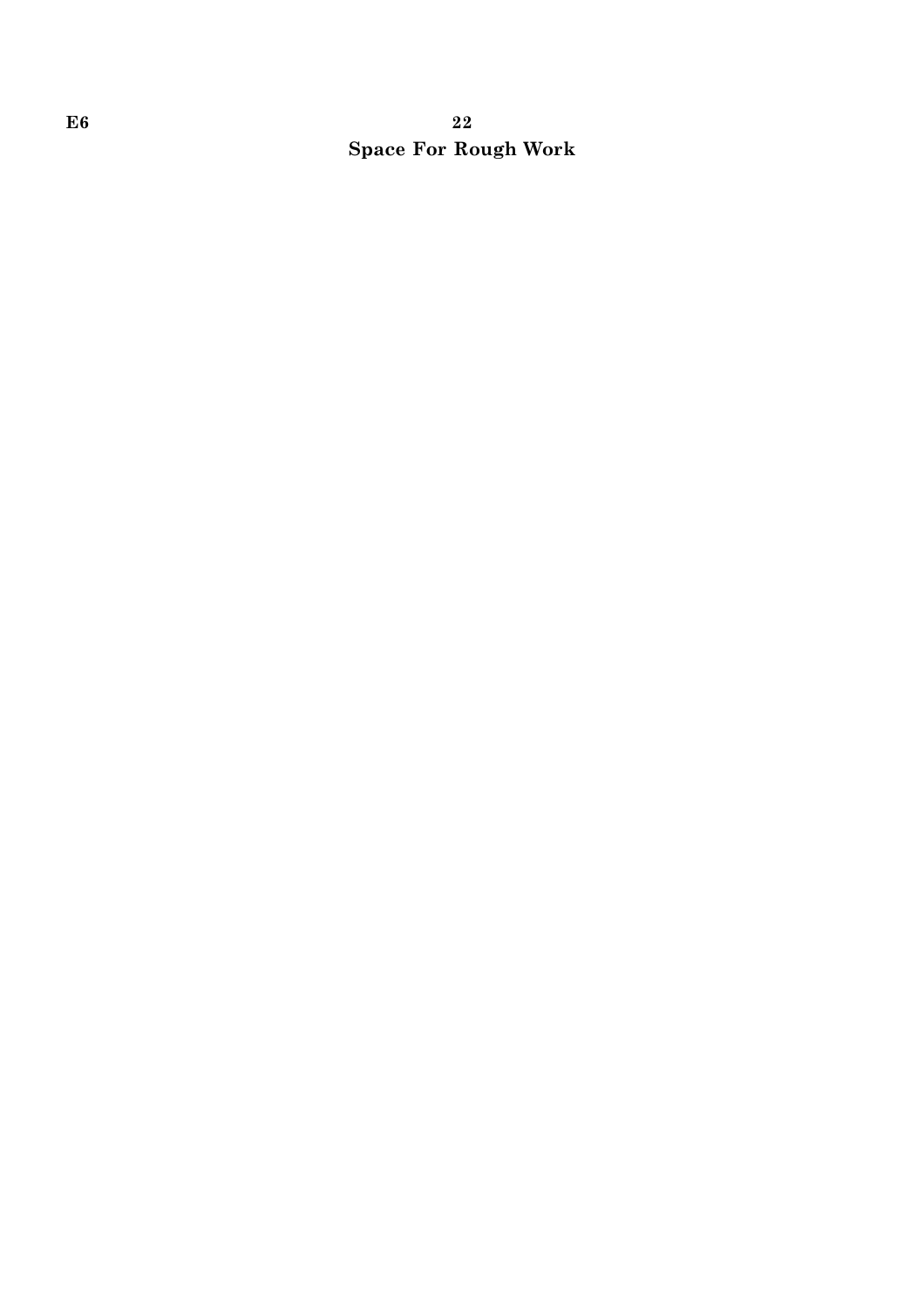**Space For Rough Work**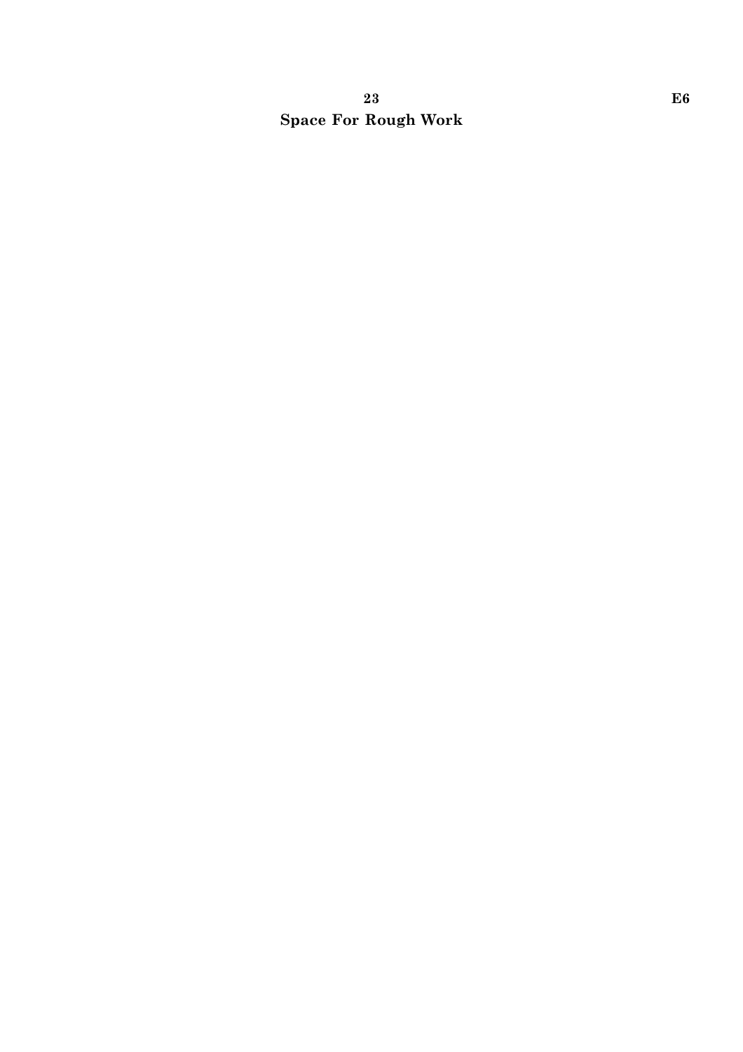**Space For Rough Work**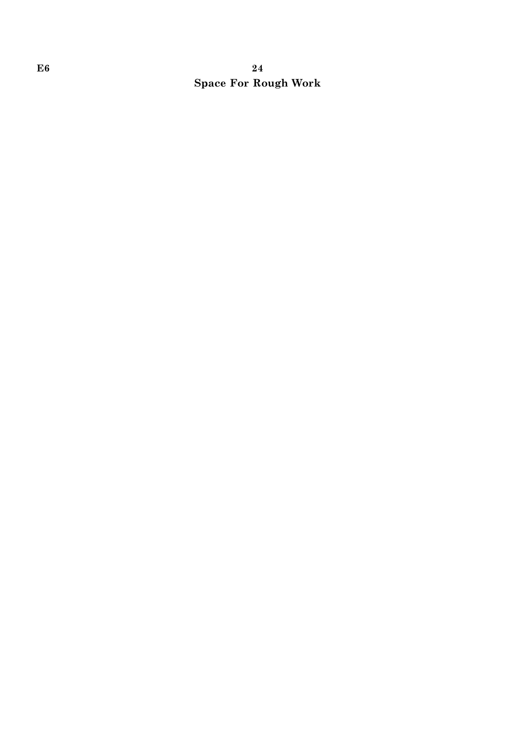**Space For Rough Work**